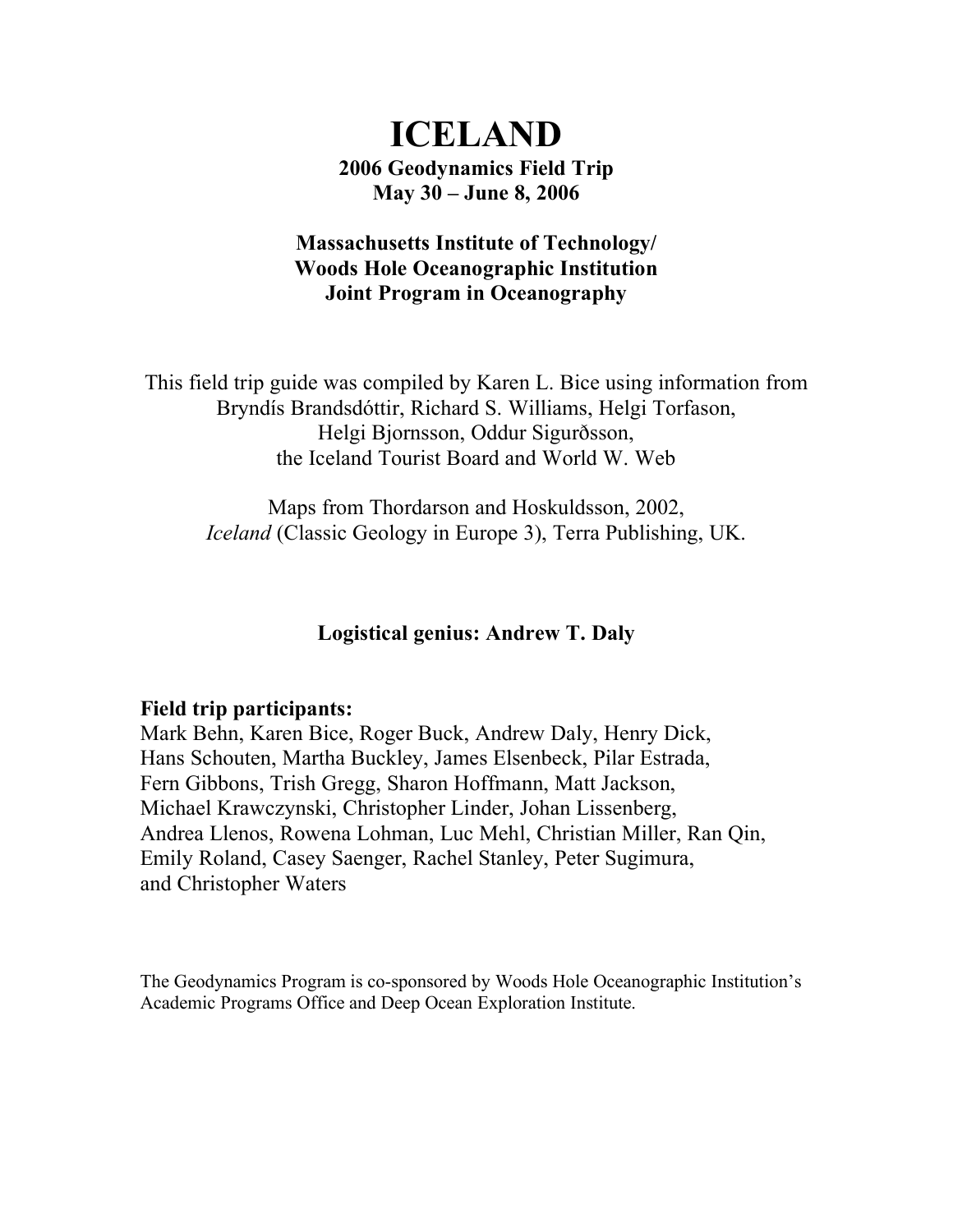# ICELAND

**2006 Geodynamics Field Trip**
**May 30 – June 8, 2006**

**Massachusetts Institute of Technology/**
**Woods Hole Oceanographic Institution**
**Joint Program in Oceanography**

This field trip guide was compiled by Karen L. Bice using information from Bryndís Brandsdóttir, Richard S. Williams, Helgi Torfason, Helgi Bjornsson, Oddur Sigurðsson, the Iceland Tourist Board and World W. Web

Maps from Thordarson and Hoskuldsson, 2002, *Iceland* (Classic Geology in Europe 3), Terra Publishing, UK.

**Logistical genius: Andrew T. Daly**

**Field trip participants:**
Mark Behn, Karen Bice, Roger Buck, Andrew Daly, Henry Dick, Hans Schouten, Martha Buckley, James Elsenbeck, Pilar Estrada, Fern Gibbons, Trish Gregg, Sharon Hoffmann, Matt Jackson, Michael Krawczynski, Christopher Linder, Johan Lissenberg, Andrea Llenos, Rowena Lohman, Luc Mehl, Christian Miller, Ran Qin, Emily Roland, Casey Saenger, Rachel Stanley, Peter Sugimura, and Christopher Waters

The Geodynamics Program is co-sponsored by Woods Hole Oceanographic Institution's Academic Programs Office and Deep Ocean Exploration Institute.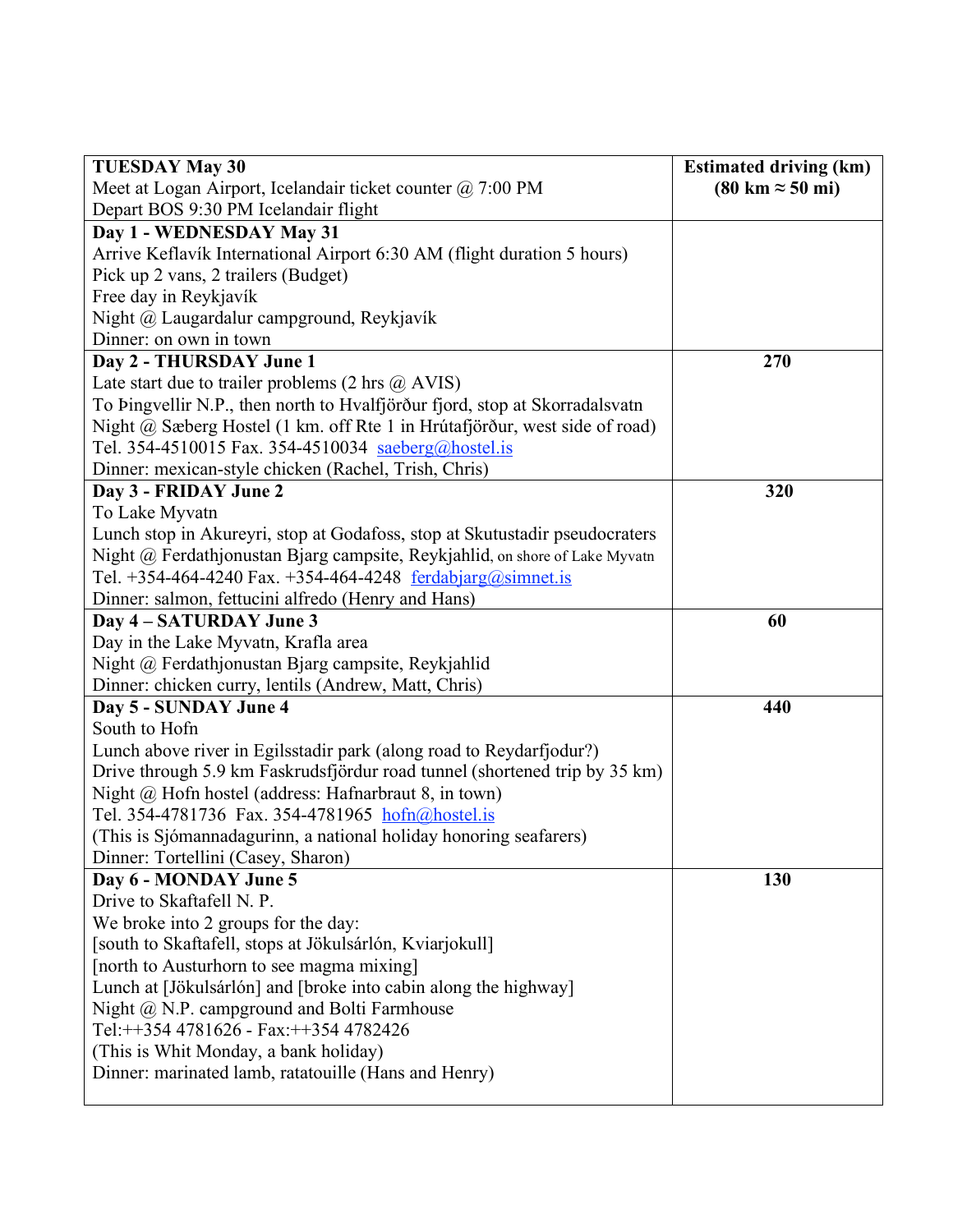| **TUESDAY May 30**<br>Meet at Logan Airport, Icelandair ticket counter @ 7:00 PM<br>Depart BOS 9:30 PM Icelandair flight | **Estimated driving (km)**<br>**(80 km ≈ 50 mi)** |
|---|---|
| **Day 1 - WEDNESDAY May 31**<br>Arrive Keflavík International Airport 6:30 AM (flight duration 5 hours)<br>Pick up 2 vans, 2 trailers (Budget)<br>Free day in Reykjavík<br>Night @ Laugardalur campground, Reykjavík<br>Dinner: on own in town | |
| **Day 2 - THURSDAY June 1**<br>Late start due to trailer problems (2 hrs @ AVIS)<br>To Þingvellir N.P., then north to Hvalfjörður fjord, stop at Skorradalsvatn<br>Night @ Sæberg Hostel (1 km. off Rte 1 in Hrútafjörður, west side of road)<br>Tel. 354-4510015 Fax. 354-4510034 saeberg@hostel.is<br>Dinner: mexican-style chicken (Rachel, Trish, Chris) | **270** |
| **Day 3 - FRIDAY June 2**<br>To Lake Myvatn<br>Lunch stop in Akureyri, stop at Godafoss, stop at Skutustadir pseudocraters<br>Night @ Ferdathjonustan Bjarg campsite, Reykjahlid, on shore of Lake Myvatn<br>Tel. +354-464-4240 Fax. +354-464-4248 ferdabjarg@simnet.is<br>Dinner: salmon, fettucini alfredo (Henry and Hans) | **320** |
| **Day 4 – SATURDAY June 3**<br>Day in the Lake Myvatn, Krafla area<br>Night @ Ferdathjonustan Bjarg campsite, Reykjahlid<br>Dinner: chicken curry, lentils (Andrew, Matt, Chris) | **60** |
| **Day 5 - SUNDAY June 4**<br>South to Hofn<br>Lunch above river in Egilsstadir park (along road to Reydarfjodur?)<br>Drive through 5.9 km Faskrudsfjördur road tunnel (shortened trip by 35 km)<br>Night @ Hofn hostel (address: Hafnarbraut 8, in town)<br>Tel. 354-4781736 Fax. 354-4781965 hofn@hostel.is<br>(This is Sjómannadagurinn, a national holiday honoring seafarers)<br>Dinner: Tortellini (Casey, Sharon) | **440** |
| **Day 6 - MONDAY June 5**<br>Drive to Skaftafell N. P.<br>We broke into 2 groups for the day:<br>[south to Skaftafell, stops at Jökulsárlón, Kviarjokull]<br>[north to Austurhorn to see magma mixing]<br>Lunch at [Jökulsárlón] and [broke into cabin along the highway]<br>Night @ N.P. campground and Bolti Farmhouse<br>Tel:++354 4781626 - Fax:++354 4782426<br>(This is Whit Monday, a bank holiday)<br>Dinner: marinated lamb, ratatouille (Hans and Henry) | **130** |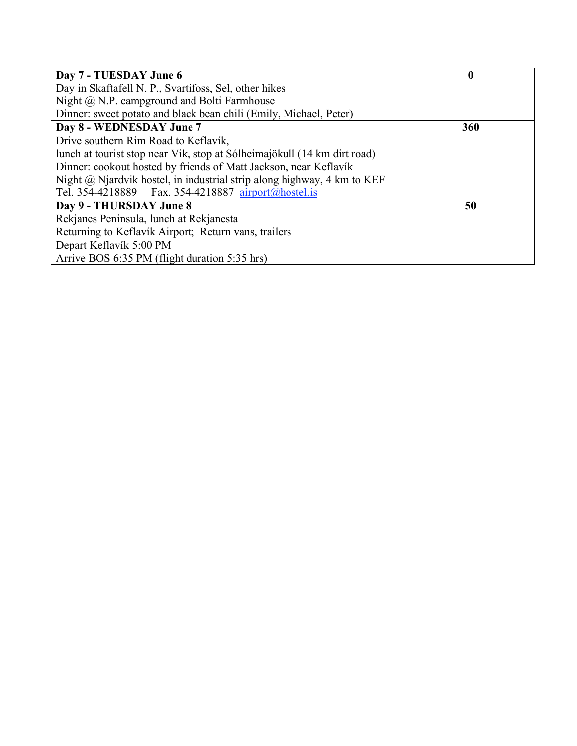| **Day 7 - TUESDAY June 6**<br>Day in Skaftafell N. P., Svartifoss, Sel, other hikes<br>Night @ N.P. campground and Bolti Farmhouse<br>Dinner: sweet potato and black bean chili (Emily, Michael, Peter) | **0** |
|---|---|
| **Day 8 - WEDNESDAY June 7**<br>Drive southern Rim Road to Keflavík,<br>lunch at tourist stop near Vik, stop at Sólheimajökull (14 km dirt road)<br>Dinner: cookout hosted by friends of Matt Jackson, near Keflavík<br>Night @ Njardvik hostel, in industrial strip along highway, 4 km to KEF<br>Tel. 354-4218889 Fax. 354-4218887 airport@hostel.is | **360** |
| **Day 9 - THURSDAY June 8**<br>Rekjanes Peninsula, lunch at Rekjanesta<br>Returning to Keflavík Airport; Return vans, trailers<br>Depart Keflavík 5:00 PM<br>Arrive BOS 6:35 PM (flight duration 5:35 hrs) | **50** |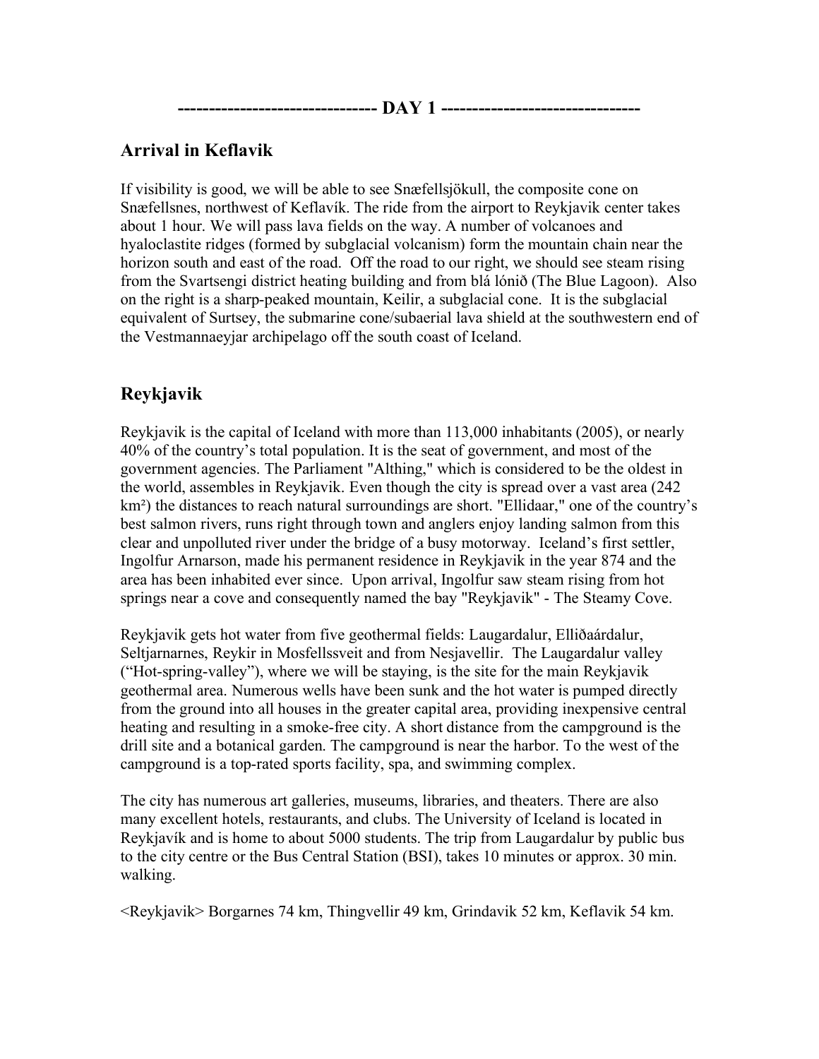**------------------------------- DAY 1 -------------------------------**

## Arrival in Keflavik

If visibility is good, we will be able to see Snæfellsjökull, the composite cone on Snæfellsnes, northwest of Keflavík. The ride from the airport to Reykjavik center takes about 1 hour. We will pass lava fields on the way. A number of volcanoes and hyaloclastite ridges (formed by subglacial volcanism) form the mountain chain near the horizon south and east of the road. Off the road to our right, we should see steam rising from the Svartsengi district heating building and from blá lónið (The Blue Lagoon). Also on the right is a sharp-peaked mountain, Keilir, a subglacial cone. It is the subglacial equivalent of Surtsey, the submarine cone/subaerial lava shield at the southwestern end of the Vestmannaeyjar archipelago off the south coast of Iceland.

## Reykjavik

Reykjavik is the capital of Iceland with more than 113,000 inhabitants (2005), or nearly 40% of the country's total population. It is the seat of government, and most of the government agencies. The Parliament "Althing," which is considered to be the oldest in the world, assembles in Reykjavik. Even though the city is spread over a vast area (242 km²) the distances to reach natural surroundings are short. "Ellidaar," one of the country's best salmon rivers, runs right through town and anglers enjoy landing salmon from this clear and unpolluted river under the bridge of a busy motorway. Iceland's first settler, Ingolfur Arnarson, made his permanent residence in Reykjavik in the year 874 and the area has been inhabited ever since. Upon arrival, Ingolfur saw steam rising from hot springs near a cove and consequently named the bay "Reykjavik" - The Steamy Cove.

Reykjavik gets hot water from five geothermal fields: Laugardalur, Elliðaárdalur, Seltjarnarnes, Reykir in Mosfellssveit and from Nesjavellir. The Laugardalur valley ("Hot-spring-valley"), where we will be staying, is the site for the main Reykjavik geothermal area. Numerous wells have been sunk and the hot water is pumped directly from the ground into all houses in the greater capital area, providing inexpensive central heating and resulting in a smoke-free city. A short distance from the campground is the drill site and a botanical garden. The campground is near the harbor. To the west of the campground is a top-rated sports facility, spa, and swimming complex.

The city has numerous art galleries, museums, libraries, and theaters. There are also many excellent hotels, restaurants, and clubs. The University of Iceland is located in Reykjavík and is home to about 5000 students. The trip from Laugardalur by public bus to the city centre or the Bus Central Station (BSI), takes 10 minutes or approx. 30 min. walking.

<Reykjavik> Borgarnes 74 km, Thingvellir 49 km, Grindavik 52 km, Keflavik 54 km.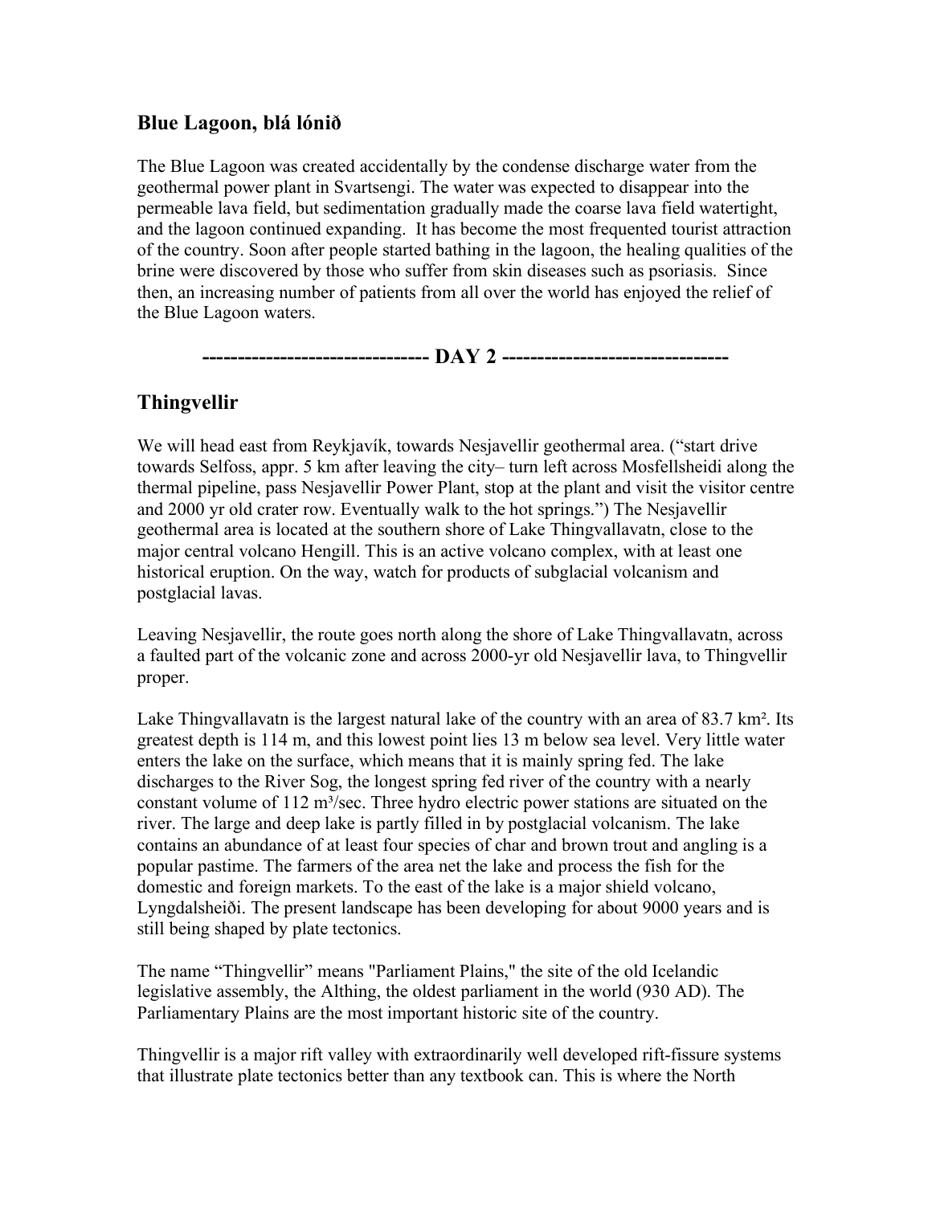## Blue Lagoon, blá lónið

The Blue Lagoon was created accidentally by the condense discharge water from the geothermal power plant in Svartsengi. The water was expected to disappear into the permeable lava field, but sedimentation gradually made the coarse lava field watertight, and the lagoon continued expanding. It has become the most frequented tourist attraction of the country. Soon after people started bathing in the lagoon, the healing qualities of the brine were discovered by those who suffer from skin diseases such as psoriasis. Since then, an increasing number of patients from all over the world has enjoyed the relief of the Blue Lagoon waters.

**------------------------------- DAY 2 -------------------------------**

## Thingvellir

We will head east from Reykjavík, towards Nesjavellir geothermal area. ("start drive towards Selfoss, appr. 5 km after leaving the city– turn left across Mosfellsheidi along the thermal pipeline, pass Nesjavellir Power Plant, stop at the plant and visit the visitor centre and 2000 yr old crater row. Eventually walk to the hot springs.") The Nesjavellir geothermal area is located at the southern shore of Lake Thingvallavatn, close to the major central volcano Hengill. This is an active volcano complex, with at least one historical eruption. On the way, watch for products of subglacial volcanism and postglacial lavas.

Leaving Nesjavellir, the route goes north along the shore of Lake Thingvallavatn, across a faulted part of the volcanic zone and across 2000-yr old Nesjavellir lava, to Thingvellir proper.

Lake Thingvallavatn is the largest natural lake of the country with an area of 83.7 km². Its greatest depth is 114 m, and this lowest point lies 13 m below sea level. Very little water enters the lake on the surface, which means that it is mainly spring fed. The lake discharges to the River Sog, the longest spring fed river of the country with a nearly constant volume of 112 m³/sec. Three hydro electric power stations are situated on the river. The large and deep lake is partly filled in by postglacial volcanism. The lake contains an abundance of at least four species of char and brown trout and angling is a popular pastime. The farmers of the area net the lake and process the fish for the domestic and foreign markets. To the east of the lake is a major shield volcano, Lyngdalsheiði. The present landscape has been developing for about 9000 years and is still being shaped by plate tectonics.

The name "Thingvellir" means "Parliament Plains," the site of the old Icelandic legislative assembly, the Althing, the oldest parliament in the world (930 AD). The Parliamentary Plains are the most important historic site of the country.

Thingvellir is a major rift valley with extraordinarily well developed rift-fissure systems that illustrate plate tectonics better than any textbook can. This is where the North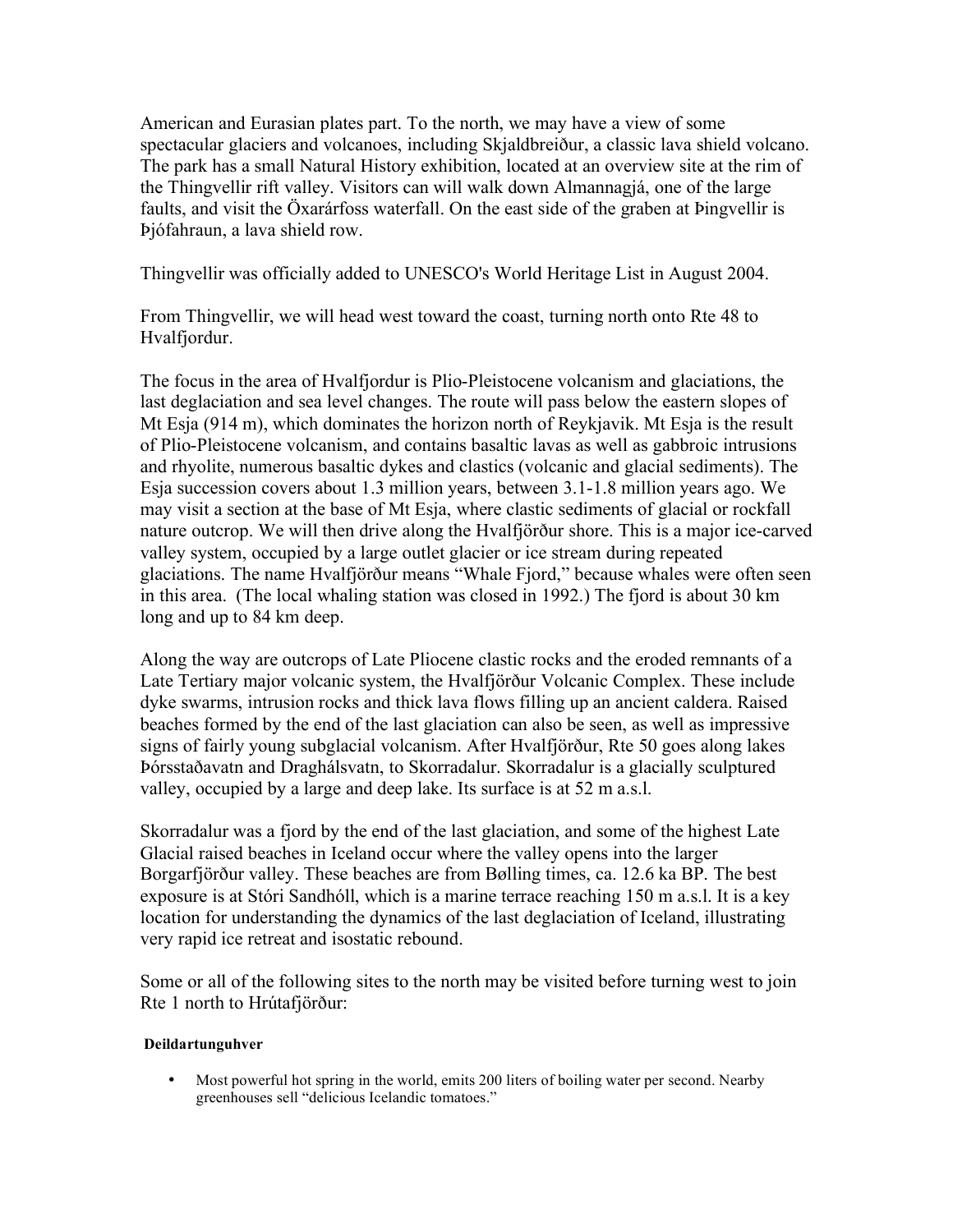American and Eurasian plates part. To the north, we may have a view of some spectacular glaciers and volcanoes, including Skjaldbreiður, a classic lava shield volcano. The park has a small Natural History exhibition, located at an overview site at the rim of the Thingvellir rift valley. Visitors can will walk down Almannagjá, one of the large faults, and visit the Öxarárfoss waterfall. On the east side of the graben at Þingvellir is Þjófahraun, a lava shield row.

Thingvellir was officially added to UNESCO's World Heritage List in August 2004.

From Thingvellir, we will head west toward the coast, turning north onto Rte 48 to Hvalfjordur.

The focus in the area of Hvalfjordur is Plio-Pleistocene volcanism and glaciations, the last deglaciation and sea level changes. The route will pass below the eastern slopes of Mt Esja (914 m), which dominates the horizon north of Reykjavik. Mt Esja is the result of Plio-Pleistocene volcanism, and contains basaltic lavas as well as gabbroic intrusions and rhyolite, numerous basaltic dykes and clastics (volcanic and glacial sediments). The Esja succession covers about 1.3 million years, between 3.1-1.8 million years ago. We may visit a section at the base of Mt Esja, where clastic sediments of glacial or rockfall nature outcrop. We will then drive along the Hvalfjörður shore. This is a major ice-carved valley system, occupied by a large outlet glacier or ice stream during repeated glaciations. The name Hvalfjörður means "Whale Fjord," because whales were often seen in this area. (The local whaling station was closed in 1992.) The fjord is about 30 km long and up to 84 km deep.

Along the way are outcrops of Late Pliocene clastic rocks and the eroded remnants of a Late Tertiary major volcanic system, the Hvalfjörður Volcanic Complex. These include dyke swarms, intrusion rocks and thick lava flows filling up an ancient caldera. Raised beaches formed by the end of the last glaciation can also be seen, as well as impressive signs of fairly young subglacial volcanism. After Hvalfjörður, Rte 50 goes along lakes Þórsstaðavatn and Draghálsvatn, to Skorradalur. Skorradalur is a glacially sculptured valley, occupied by a large and deep lake. Its surface is at 52 m a.s.l.

Skorradalur was a fjord by the end of the last glaciation, and some of the highest Late Glacial raised beaches in Iceland occur where the valley opens into the larger Borgarfjörður valley. These beaches are from Bølling times, ca. 12.6 ka BP. The best exposure is at Stóri Sandhóll, which is a marine terrace reaching 150 m a.s.l. It is a key location for understanding the dynamics of the last deglaciation of Iceland, illustrating very rapid ice retreat and isostatic rebound.

Some or all of the following sites to the north may be visited before turning west to join Rte 1 north to Hrútafjörður:

**Deildartunguhver**

- Most powerful hot spring in the world, emits 200 liters of boiling water per second. Nearby greenhouses sell "delicious Icelandic tomatoes."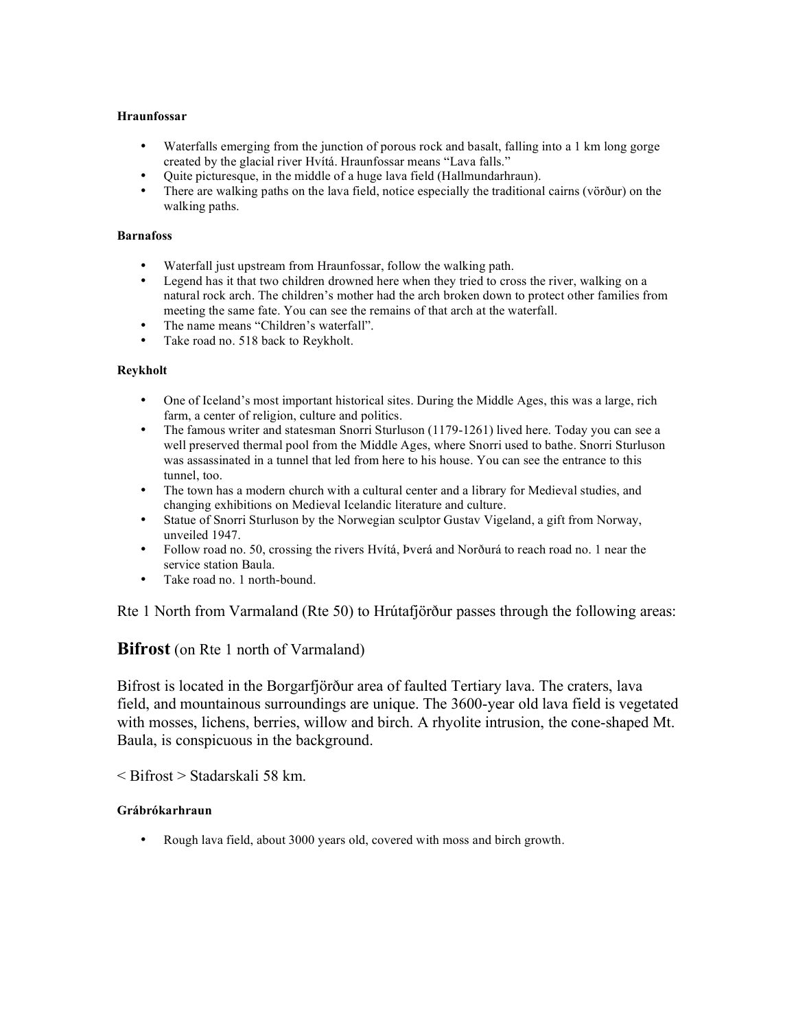#### Hraunfossar

- Waterfalls emerging from the junction of porous rock and basalt, falling into a 1 km long gorge created by the glacial river Hvítá. Hraunfossar means "Lava falls."
- Quite picturesque, in the middle of a huge lava field (Hallmundarhraun).
- There are walking paths on the lava field, notice especially the traditional cairns (vörður) on the walking paths.

#### Barnafoss

- Waterfall just upstream from Hraunfossar, follow the walking path.
- Legend has it that two children drowned here when they tried to cross the river, walking on a natural rock arch. The children's mother had the arch broken down to protect other families from meeting the same fate. You can see the remains of that arch at the waterfall.
- The name means "Children's waterfall".
- Take road no. 518 back to Reykholt.

#### Reykholt

- One of Iceland's most important historical sites. During the Middle Ages, this was a large, rich farm, a center of religion, culture and politics.
- The famous writer and statesman Snorri Sturluson (1179-1261) lived here. Today you can see a well preserved thermal pool from the Middle Ages, where Snorri used to bathe. Snorri Sturluson was assassinated in a tunnel that led from here to his house. You can see the entrance to this tunnel, too.
- The town has a modern church with a cultural center and a library for Medieval studies, and changing exhibitions on Medieval Icelandic literature and culture.
- Statue of Snorri Sturluson by the Norwegian sculptor Gustav Vigeland, a gift from Norway, unveiled 1947.
- Follow road no. 50, crossing the rivers Hvítá, Þverá and Norðurá to reach road no. 1 near the service station Baula.
- Take road no. 1 north-bound.

Rte 1 North from Varmaland (Rte 50) to Hrútafjörður passes through the following areas:

## Bifrost (on Rte 1 north of Varmaland)

Bifrost is located in the Borgarfjörður area of faulted Tertiary lava. The craters, lava field, and mountainous surroundings are unique. The 3600-year old lava field is vegetated with mosses, lichens, berries, willow and birch. A rhyolite intrusion, the cone-shaped Mt. Baula, is conspicuous in the background.

< Bifrost > Stadarskali 58 km.

#### Grábrókarhraun

- Rough lava field, about 3000 years old, covered with moss and birch growth.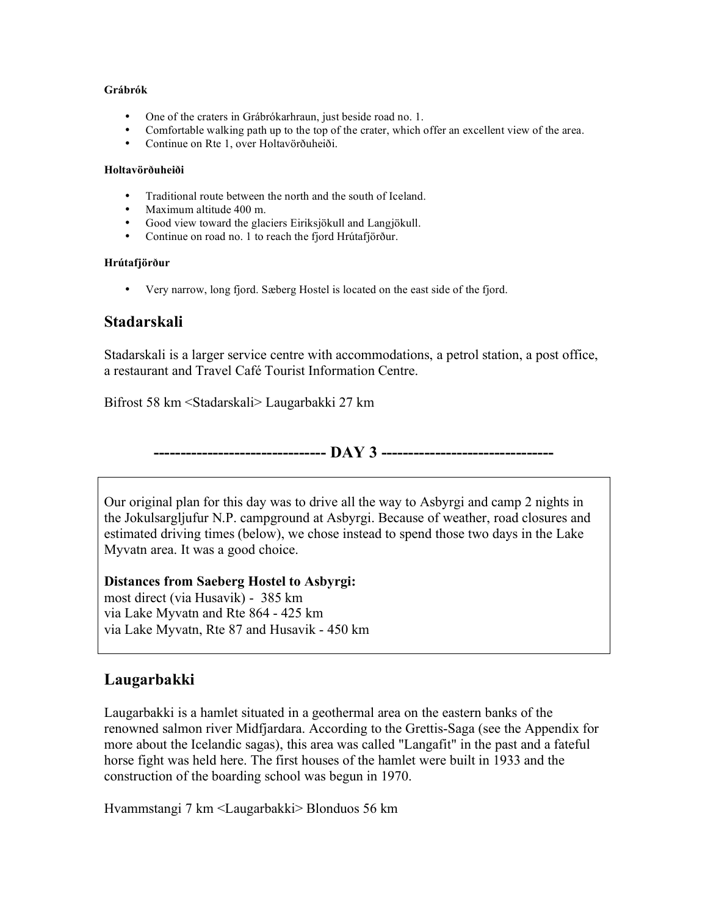#### Grábrók

- One of the craters in Grábrókarhraun, just beside road no. 1.
- Comfortable walking path up to the top of the crater, which offer an excellent view of the area.
- Continue on Rte 1, over Holtavörðuheiði.

#### Holtavörðuheiði

- Traditional route between the north and the south of Iceland.
- Maximum altitude 400 m.
- Good view toward the glaciers Eiriksjökull and Langjökull.
- Continue on road no. 1 to reach the fjord Hrútafjörður.

#### Hrútafjörður

- Very narrow, long fjord. Sæberg Hostel is located on the east side of the fjord.

## Stadarskali

Stadarskali is a larger service centre with accommodations, a petrol station, a post office, a restaurant and Travel Café Tourist Information Centre.

Bifrost 58 km <Stadarskali> Laugarbakki 27 km

## ------------------------------- DAY 3 -------------------------------

Our original plan for this day was to drive all the way to Asbyrgi and camp 2 nights in the Jokulsargljufur N.P. campground at Asbyrgi. Because of weather, road closures and estimated driving times (below), we chose instead to spend those two days in the Lake Myvatn area. It was a good choice.

**Distances from Saeberg Hostel to Asbyrgi:**
most direct (via Husavik) - 385 km
via Lake Myvatn and Rte 864 - 425 km
via Lake Myvatn, Rte 87 and Husavik - 450 km

## Laugarbakki

Laugarbakki is a hamlet situated in a geothermal area on the eastern banks of the renowned salmon river Midfjardara. According to the Grettis-Saga (see the Appendix for more about the Icelandic sagas), this area was called "Langafit" in the past and a fateful horse fight was held here. The first houses of the hamlet were built in 1933 and the construction of the boarding school was begun in 1970.

Hvammstangi 7 km <Laugarbakki> Blonduos 56 km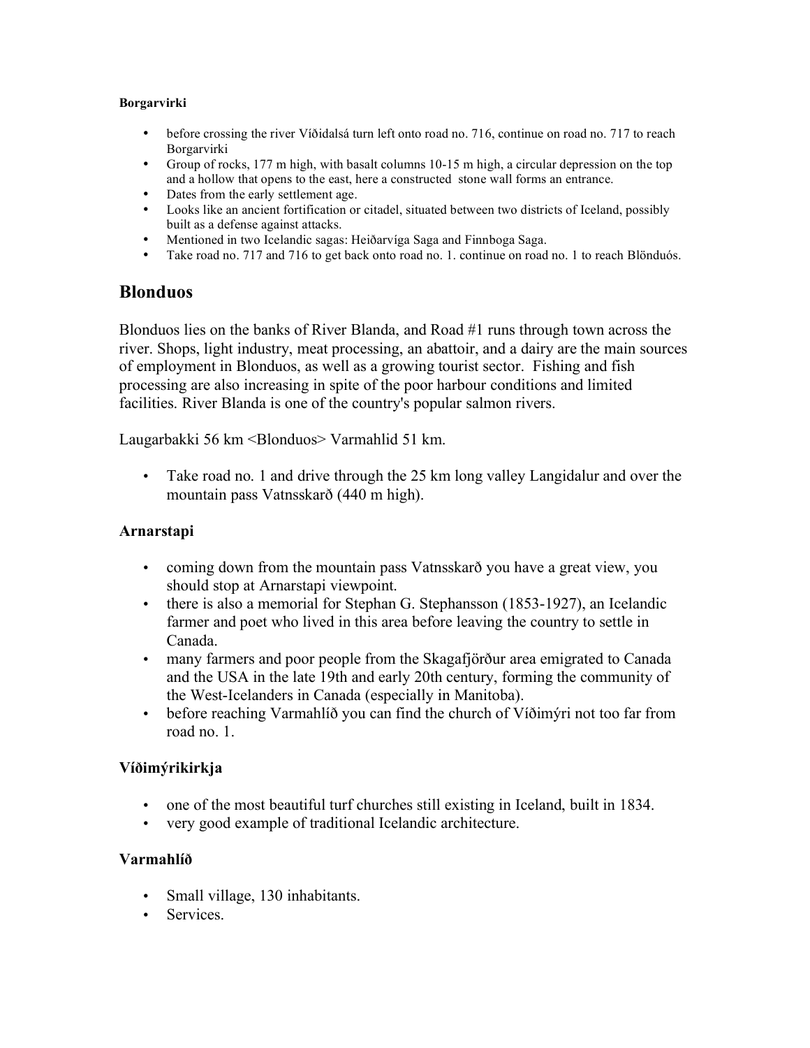**Borgarvirki**

- before crossing the river Víðidalsá turn left onto road no. 716, continue on road no. 717 to reach Borgarvirki
- Group of rocks, 177 m high, with basalt columns 10-15 m high, a circular depression on the top and a hollow that opens to the east, here a constructed stone wall forms an entrance.
- Dates from the early settlement age.
- Looks like an ancient fortification or citadel, situated between two districts of Iceland, possibly built as a defense against attacks.
- Mentioned in two Icelandic sagas: Heiðarvíga Saga and Finnboga Saga.
- Take road no. 717 and 716 to get back onto road no. 1. continue on road no. 1 to reach Blönduós.

## Blonduos

Blonduos lies on the banks of River Blanda, and Road #1 runs through town across the river. Shops, light industry, meat processing, an abattoir, and a dairy are the main sources of employment in Blonduos, as well as a growing tourist sector. Fishing and fish processing are also increasing in spite of the poor harbour conditions and limited facilities. River Blanda is one of the country's popular salmon rivers.

Laugarbakki 56 km <Blonduos> Varmahlid 51 km.

- Take road no. 1 and drive through the 25 km long valley Langidalur and over the mountain pass Vatnsskarð (440 m high).

### Arnarstapi

- coming down from the mountain pass Vatnsskarð you have a great view, you should stop at Arnarstapi viewpoint.
- there is also a memorial for Stephan G. Stephansson (1853-1927), an Icelandic farmer and poet who lived in this area before leaving the country to settle in Canada.
- many farmers and poor people from the Skagafjörður area emigrated to Canada and the USA in the late 19th and early 20th century, forming the community of the West-Icelanders in Canada (especially in Manitoba).
- before reaching Varmahlíð you can find the church of Víðimýri not too far from road no. 1.

### Víðimýrikirkja

- one of the most beautiful turf churches still existing in Iceland, built in 1834.
- very good example of traditional Icelandic architecture.

### Varmahlíð

- Small village, 130 inhabitants.
- Services.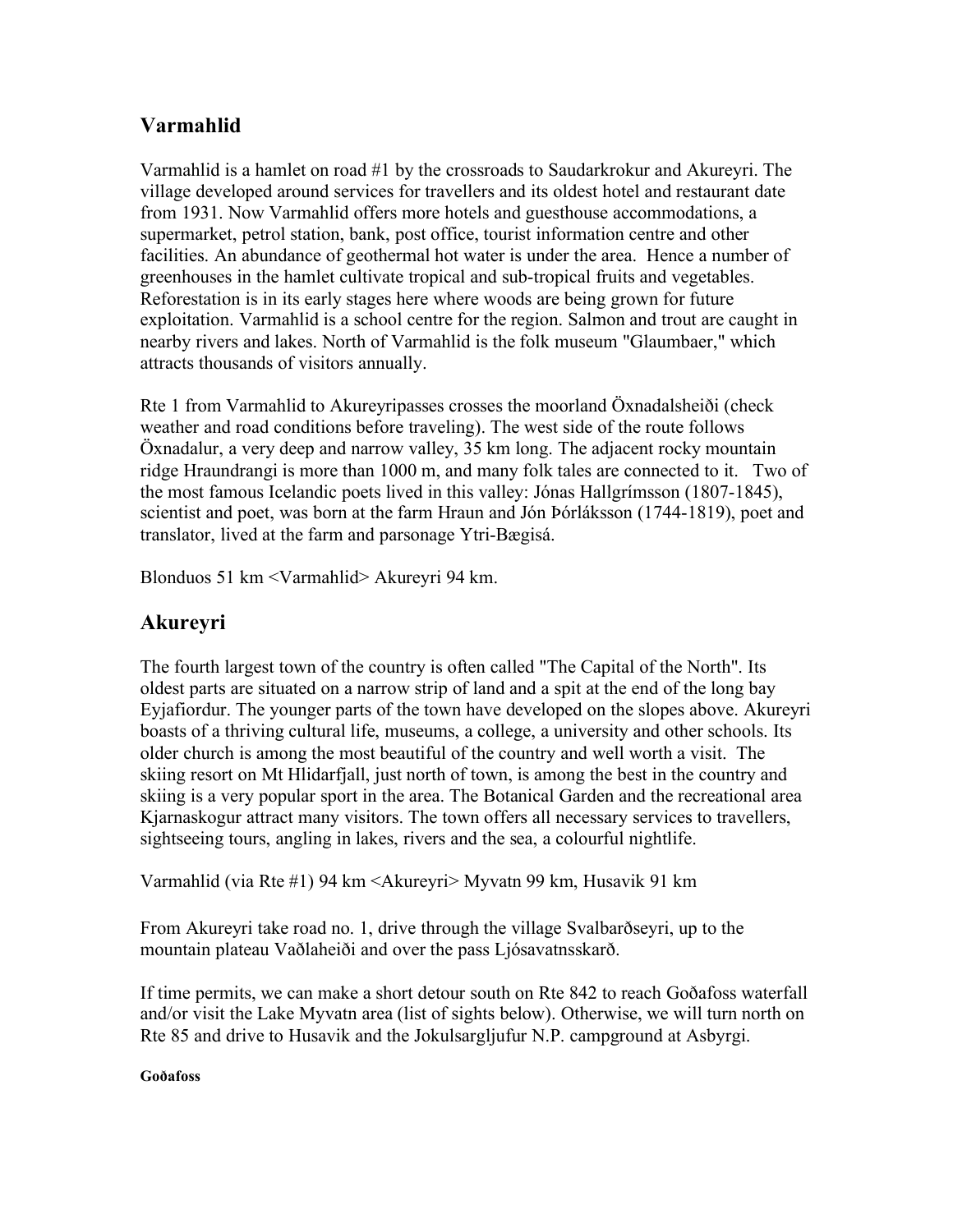## Varmahlid

Varmahlid is a hamlet on road #1 by the crossroads to Saudarkrokur and Akureyri. The village developed around services for travellers and its oldest hotel and restaurant date from 1931. Now Varmahlid offers more hotels and guesthouse accommodations, a supermarket, petrol station, bank, post office, tourist information centre and other facilities. An abundance of geothermal hot water is under the area. Hence a number of greenhouses in the hamlet cultivate tropical and sub-tropical fruits and vegetables. Reforestation is in its early stages here where woods are being grown for future exploitation. Varmahlid is a school centre for the region. Salmon and trout are caught in nearby rivers and lakes. North of Varmahlid is the folk museum "Glaumbaer," which attracts thousands of visitors annually.

Rte 1 from Varmahlid to Akureyripasses crosses the moorland Öxnadalsheiði (check weather and road conditions before traveling). The west side of the route follows Öxnadalur, a very deep and narrow valley, 35 km long. The adjacent rocky mountain ridge Hraundrangi is more than 1000 m, and many folk tales are connected to it. Two of the most famous Icelandic poets lived in this valley: Jónas Hallgrímsson (1807-1845), scientist and poet, was born at the farm Hraun and Jón Þórláksson (1744-1819), poet and translator, lived at the farm and parsonage Ytri-Bægisá.

Blonduos 51 km <Varmahlid> Akureyri 94 km.

## Akureyri

The fourth largest town of the country is often called "The Capital of the North". Its oldest parts are situated on a narrow strip of land and a spit at the end of the long bay Eyjafiordur. The younger parts of the town have developed on the slopes above. Akureyri boasts of a thriving cultural life, museums, a college, a university and other schools. Its older church is among the most beautiful of the country and well worth a visit. The skiing resort on Mt Hlidarfjall, just north of town, is among the best in the country and skiing is a very popular sport in the area. The Botanical Garden and the recreational area Kjarnaskogur attract many visitors. The town offers all necessary services to travellers, sightseeing tours, angling in lakes, rivers and the sea, a colourful nightlife.

Varmahlid (via Rte #1) 94 km <Akureyri> Myvatn 99 km, Husavik 91 km

From Akureyri take road no. 1, drive through the village Svalbarðseyri, up to the mountain plateau Vaðlaheiði and over the pass Ljósavatnsskarð.

If time permits, we can make a short detour south on Rte 842 to reach Goðafoss waterfall and/or visit the Lake Myvatn area (list of sights below). Otherwise, we will turn north on Rte 85 and drive to Husavik and the Jokulsargljufur N.P. campground at Asbyrgi.

##### Goðafoss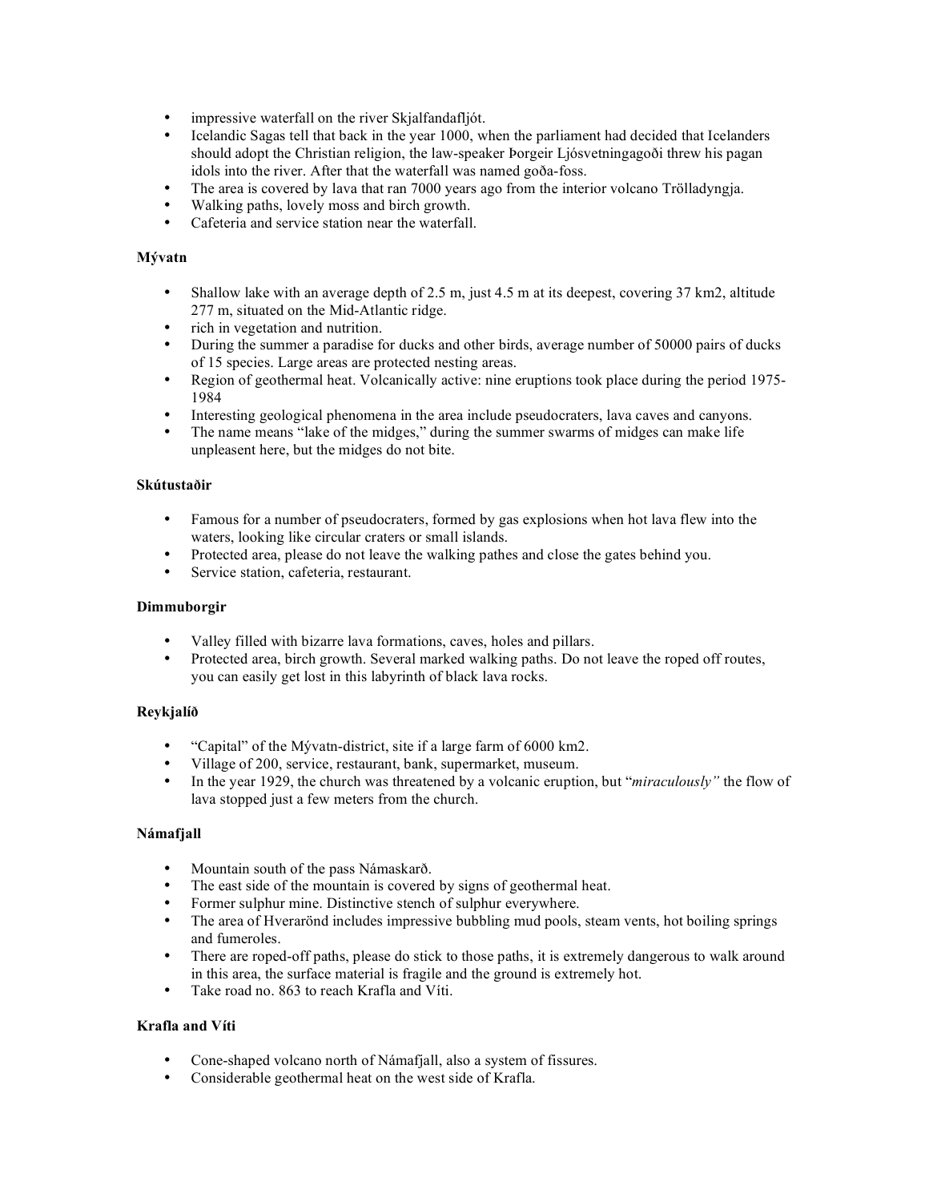- impressive waterfall on the river Skjalfandafljót.
- Icelandic Sagas tell that back in the year 1000, when the parliament had decided that Icelanders should adopt the Christian religion, the law-speaker Þorgeir Ljósvetningagoði threw his pagan idols into the river. After that the waterfall was named goða-foss.
- The area is covered by lava that ran 7000 years ago from the interior volcano Trölladyngja.
- Walking paths, lovely moss and birch growth.
- Cafeteria and service station near the waterfall.

**Mývatn**

- Shallow lake with an average depth of 2.5 m, just 4.5 m at its deepest, covering 37 km2, altitude 277 m, situated on the Mid-Atlantic ridge.
- rich in vegetation and nutrition.
- During the summer a paradise for ducks and other birds, average number of 50000 pairs of ducks of 15 species. Large areas are protected nesting areas.
- Region of geothermal heat. Volcanically active: nine eruptions took place during the period 1975-1984
- Interesting geological phenomena in the area include pseudocraters, lava caves and canyons.
- The name means "lake of the midges," during the summer swarms of midges can make life unpleasent here, but the midges do not bite.

**Skútustaðir**

- Famous for a number of pseudocraters, formed by gas explosions when hot lava flew into the waters, looking like circular craters or small islands.
- Protected area, please do not leave the walking pathes and close the gates behind you.
- Service station, cafeteria, restaurant.

**Dimmuborgir**

- Valley filled with bizarre lava formations, caves, holes and pillars.
- Protected area, birch growth. Several marked walking paths. Do not leave the roped off routes, you can easily get lost in this labyrinth of black lava rocks.

**Reykjalíð**

- "Capital" of the Mývatn-district, site if a large farm of 6000 km2.
- Village of 200, service, restaurant, bank, supermarket, museum.
- In the year 1929, the church was threatened by a volcanic eruption, but "*miraculously"* the flow of lava stopped just a few meters from the church.

**Námafjall**

- Mountain south of the pass Námaskarð.
- The east side of the mountain is covered by signs of geothermal heat.
- Former sulphur mine. Distinctive stench of sulphur everywhere.
- The area of Hverarönd includes impressive bubbling mud pools, steam vents, hot boiling springs and fumeroles.
- There are roped-off paths, please do stick to those paths, it is extremely dangerous to walk around in this area, the surface material is fragile and the ground is extremely hot.
- Take road no. 863 to reach Krafla and Víti.

**Krafla and Víti**

- Cone-shaped volcano north of Námafjall, also a system of fissures.
- Considerable geothermal heat on the west side of Krafla.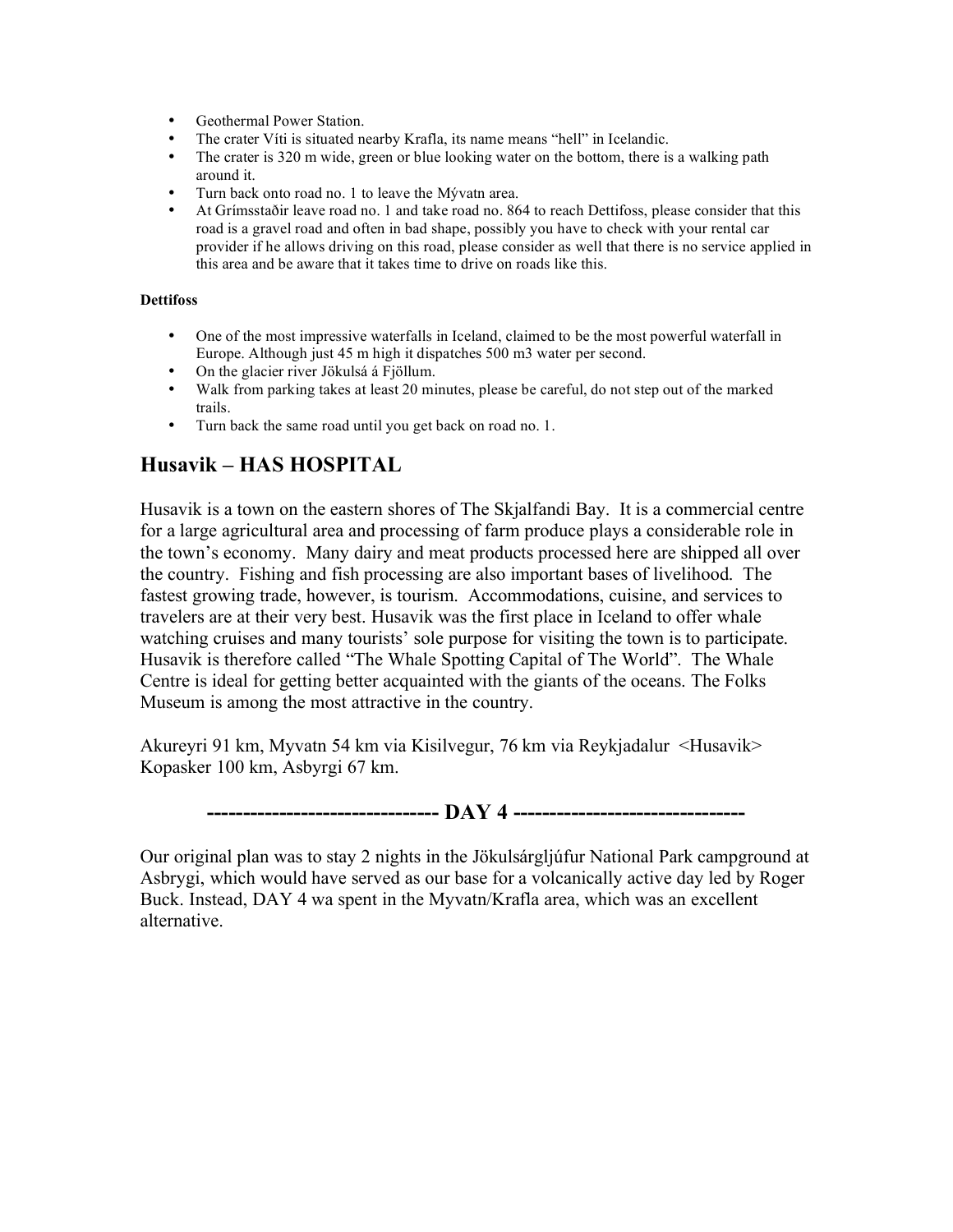- Geothermal Power Station.
- The crater Víti is situated nearby Krafla, its name means "hell" in Icelandic.
- The crater is 320 m wide, green or blue looking water on the bottom, there is a walking path around it.
- Turn back onto road no. 1 to leave the Mývatn area.
- At Grímsstaðir leave road no. 1 and take road no. 864 to reach Dettifoss, please consider that this road is a gravel road and often in bad shape, possibly you have to check with your rental car provider if he allows driving on this road, please consider as well that there is no service applied in this area and be aware that it takes time to drive on roads like this.

**Dettifoss**

- One of the most impressive waterfalls in Iceland, claimed to be the most powerful waterfall in Europe. Although just 45 m high it dispatches 500 m3 water per second.
- On the glacier river Jökulsá á Fjöllum.
- Walk from parking takes at least 20 minutes, please be careful, do not step out of the marked trails.
- Turn back the same road until you get back on road no. 1.

## Husavik – HAS HOSPITAL

Husavik is a town on the eastern shores of The Skjalfandi Bay. It is a commercial centre for a large agricultural area and processing of farm produce plays a considerable role in the town's economy. Many dairy and meat products processed here are shipped all over the country. Fishing and fish processing are also important bases of livelihood. The fastest growing trade, however, is tourism. Accommodations, cuisine, and services to travelers are at their very best. Husavik was the first place in Iceland to offer whale watching cruises and many tourists' sole purpose for visiting the town is to participate. Husavik is therefore called "The Whale Spotting Capital of The World". The Whale Centre is ideal for getting better acquainted with the giants of the oceans. The Folks Museum is among the most attractive in the country.

Akureyri 91 km, Myvatn 54 km via Kisilvegur, 76 km via Reykjadalur <Husavik> Kopasker 100 km, Asbyrgi 67 km.

**-------------------------------- DAY 4 --------------------------------**

Our original plan was to stay 2 nights in the Jökulsárgljúfur National Park campground at Asbrygi, which would have served as our base for a volcanically active day led by Roger Buck. Instead, DAY 4 wa spent in the Myvatn/Krafla area, which was an excellent alternative.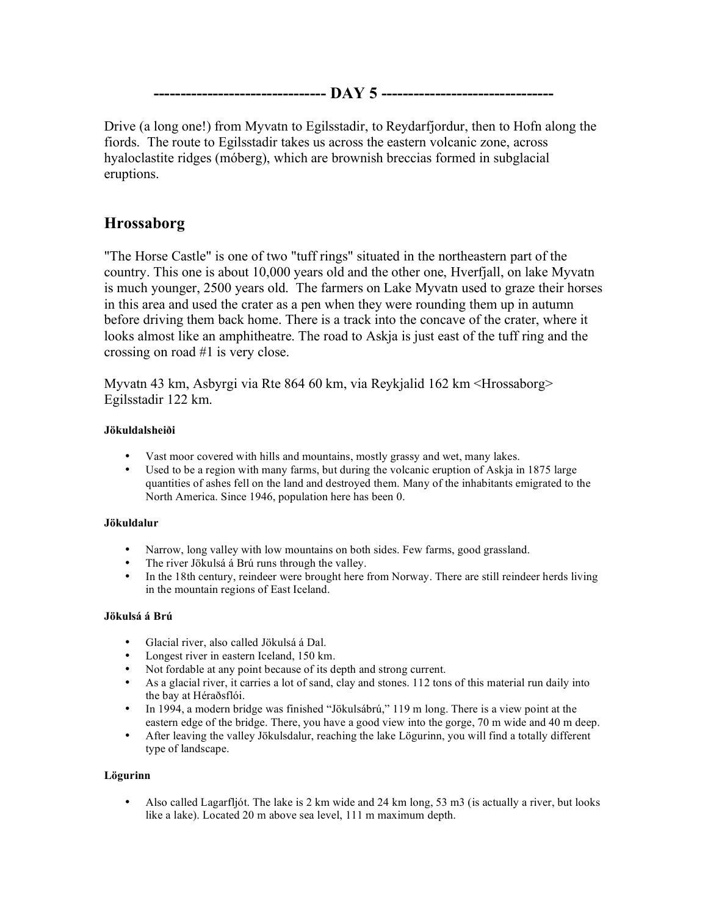## ------------------------------ DAY 5 ------------------------------

Drive (a long one!) from Myvatn to Egilsstadir, to Reydarfjordur, then to Hofn along the fiords. The route to Egilsstadir takes us across the eastern volcanic zone, across hyaloclastite ridges (móberg), which are brownish breccias formed in subglacial eruptions.

## Hrossaborg

"The Horse Castle" is one of two "tuff rings" situated in the northeastern part of the country. This one is about 10,000 years old and the other one, Hverfjall, on lake Myvatn is much younger, 2500 years old. The farmers on Lake Myvatn used to graze their horses in this area and used the crater as a pen when they were rounding them up in autumn before driving them back home. There is a track into the concave of the crater, where it looks almost like an amphitheatre. The road to Askja is just east of the tuff ring and the crossing on road #1 is very close.

Myvatn 43 km, Asbyrgi via Rte 864 60 km, via Reykjalid 162 km <Hrossaborg> Egilsstadir 122 km.

#### Jökuldalsheiði

- Vast moor covered with hills and mountains, mostly grassy and wet, many lakes.
- Used to be a region with many farms, but during the volcanic eruption of Askja in 1875 large quantities of ashes fell on the land and destroyed them. Many of the inhabitants emigrated to the North America. Since 1946, population here has been 0.

#### Jökuldalur

- Narrow, long valley with low mountains on both sides. Few farms, good grassland.
- The river Jökulsá á Brú runs through the valley.
- In the 18th century, reindeer were brought here from Norway. There are still reindeer herds living in the mountain regions of East Iceland.

#### Jökulsá á Brú

- Glacial river, also called Jökulsá á Dal.
- Longest river in eastern Iceland, 150 km.
- Not fordable at any point because of its depth and strong current.
- As a glacial river, it carries a lot of sand, clay and stones. 112 tons of this material run daily into the bay at Héraðsflói.
- In 1994, a modern bridge was finished "Jökulsábrú," 119 m long. There is a view point at the eastern edge of the bridge. There, you have a good view into the gorge, 70 m wide and 40 m deep.
- After leaving the valley Jökulsdalur, reaching the lake Lögurinn, you will find a totally different type of landscape.

#### Lögurinn

- Also called Lagarfljót. The lake is 2 km wide and 24 km long, 53 m3 (is actually a river, but looks like a lake). Located 20 m above sea level, 111 m maximum depth.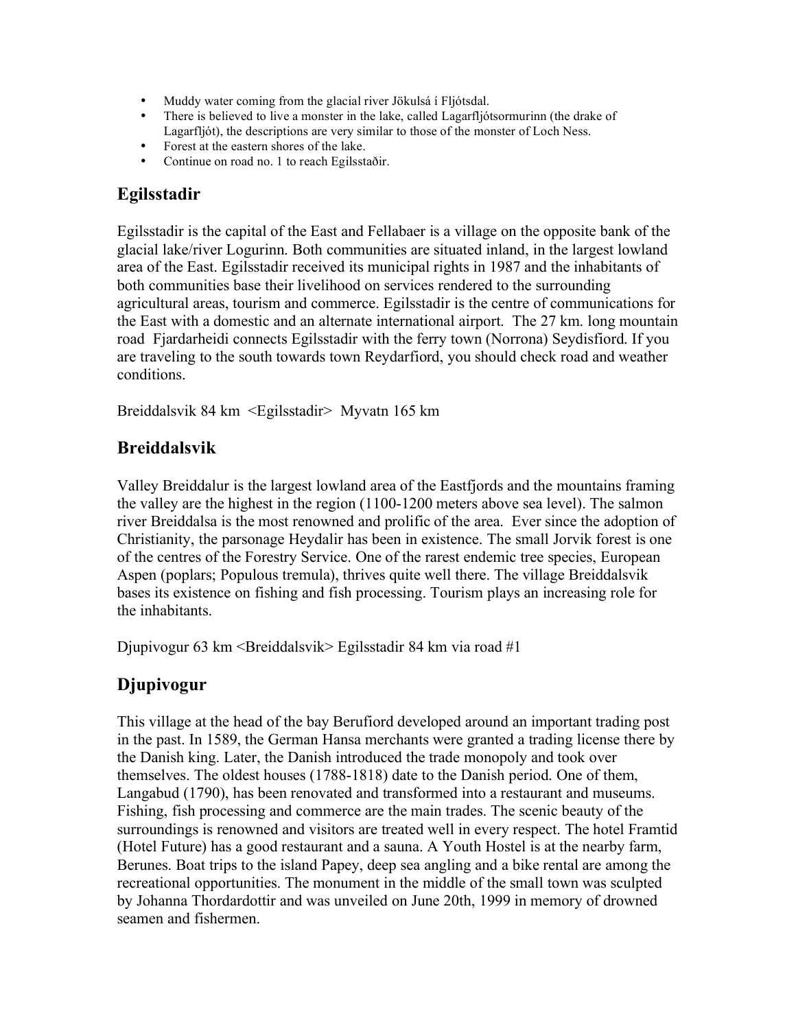- Muddy water coming from the glacial river Jökulsá í Fljótsdal.
- There is believed to live a monster in the lake, called Lagarfljótsormurinn (the drake of Lagarfljót), the descriptions are very similar to those of the monster of Loch Ness.
- Forest at the eastern shores of the lake.
- Continue on road no. 1 to reach Egilsstaðir.

## Egilsstadir

Egilsstadir is the capital of the East and Fellabaer is a village on the opposite bank of the glacial lake/river Logurinn. Both communities are situated inland, in the largest lowland area of the East. Egilsstadir received its municipal rights in 1987 and the inhabitants of both communities base their livelihood on services rendered to the surrounding agricultural areas, tourism and commerce. Egilsstadir is the centre of communications for the East with a domestic and an alternate international airport. The 27 km. long mountain road Fjardarheidi connects Egilsstadir with the ferry town (Norrona) Seydisfiord. If you are traveling to the south towards town Reydarfiord, you should check road and weather conditions.

Breiddalsvik 84 km <Egilsstadir> Myvatn 165 km

## Breiddalsvik

Valley Breiddalur is the largest lowland area of the Eastfjords and the mountains framing the valley are the highest in the region (1100-1200 meters above sea level). The salmon river Breiddalsa is the most renowned and prolific of the area. Ever since the adoption of Christianity, the parsonage Heydalir has been in existence. The small Jorvik forest is one of the centres of the Forestry Service. One of the rarest endemic tree species, European Aspen (poplars; Populous tremula), thrives quite well there. The village Breiddalsvik bases its existence on fishing and fish processing. Tourism plays an increasing role for the inhabitants.

Djupivogur 63 km <Breiddalsvik> Egilsstadir 84 km via road #1

## Djupivogur

This village at the head of the bay Berufiord developed around an important trading post in the past. In 1589, the German Hansa merchants were granted a trading license there by the Danish king. Later, the Danish introduced the trade monopoly and took over themselves. The oldest houses (1788-1818) date to the Danish period. One of them, Langabud (1790), has been renovated and transformed into a restaurant and museums. Fishing, fish processing and commerce are the main trades. The scenic beauty of the surroundings is renowned and visitors are treated well in every respect. The hotel Framtid (Hotel Future) has a good restaurant and a sauna. A Youth Hostel is at the nearby farm, Berunes. Boat trips to the island Papey, deep sea angling and a bike rental are among the recreational opportunities. The monument in the middle of the small town was sculpted by Johanna Thordardottir and was unveiled on June 20th, 1999 in memory of drowned seamen and fishermen.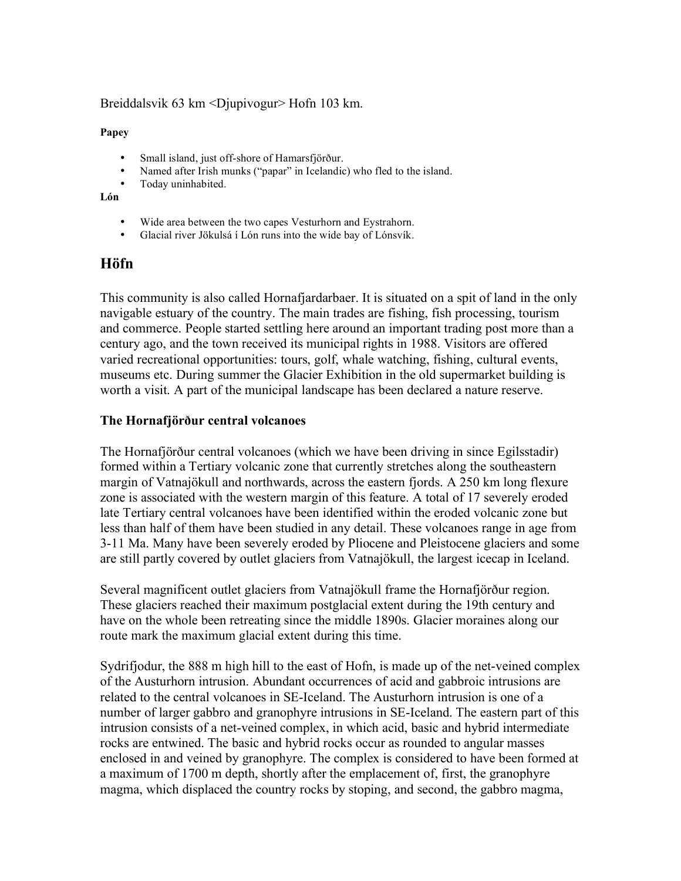Breiddalsvik 63 km <Djupivogur> Hofn 103 km.

**Papey**

- Small island, just off-shore of Hamarsfjörður.
- Named after Irish munks ("papar" in Icelandic) who fled to the island.
- Today uninhabited.

**Lón**

- Wide area between the two capes Vesturhorn and Eystrahorn.
- Glacial river Jökulsá í Lón runs into the wide bay of Lónsvík.

## Höfn

This community is also called Hornafjardarbaer. It is situated on a spit of land in the only navigable estuary of the country. The main trades are fishing, fish processing, tourism and commerce. People started settling here around an important trading post more than a century ago, and the town received its municipal rights in 1988. Visitors are offered varied recreational opportunities: tours, golf, whale watching, fishing, cultural events, museums etc. During summer the Glacier Exhibition in the old supermarket building is worth a visit. A part of the municipal landscape has been declared a nature reserve.

### The Hornafjörður central volcanoes

The Hornafjörður central volcanoes (which we have been driving in since Egilsstadir) formed within a Tertiary volcanic zone that currently stretches along the southeastern margin of Vatnajökull and northwards, across the eastern fjords. A 250 km long flexure zone is associated with the western margin of this feature. A total of 17 severely eroded late Tertiary central volcanoes have been identified within the eroded volcanic zone but less than half of them have been studied in any detail. These volcanoes range in age from 3-11 Ma. Many have been severely eroded by Pliocene and Pleistocene glaciers and some are still partly covered by outlet glaciers from Vatnajökull, the largest icecap in Iceland.

Several magnificent outlet glaciers from Vatnajökull frame the Hornafjörður region. These glaciers reached their maximum postglacial extent during the 19th century and have on the whole been retreating since the middle 1890s. Glacier moraines along our route mark the maximum glacial extent during this time.

Sydrifjodur, the 888 m high hill to the east of Hofn, is made up of the net-veined complex of the Austurhorn intrusion. Abundant occurrences of acid and gabbroic intrusions are related to the central volcanoes in SE-Iceland. The Austurhorn intrusion is one of a number of larger gabbro and granophyre intrusions in SE-Iceland. The eastern part of this intrusion consists of a net-veined complex, in which acid, basic and hybrid intermediate rocks are entwined. The basic and hybrid rocks occur as rounded to angular masses enclosed in and veined by granophyre. The complex is considered to have been formed at a maximum of 1700 m depth, shortly after the emplacement of, first, the granophyre magma, which displaced the country rocks by stoping, and second, the gabbro magma,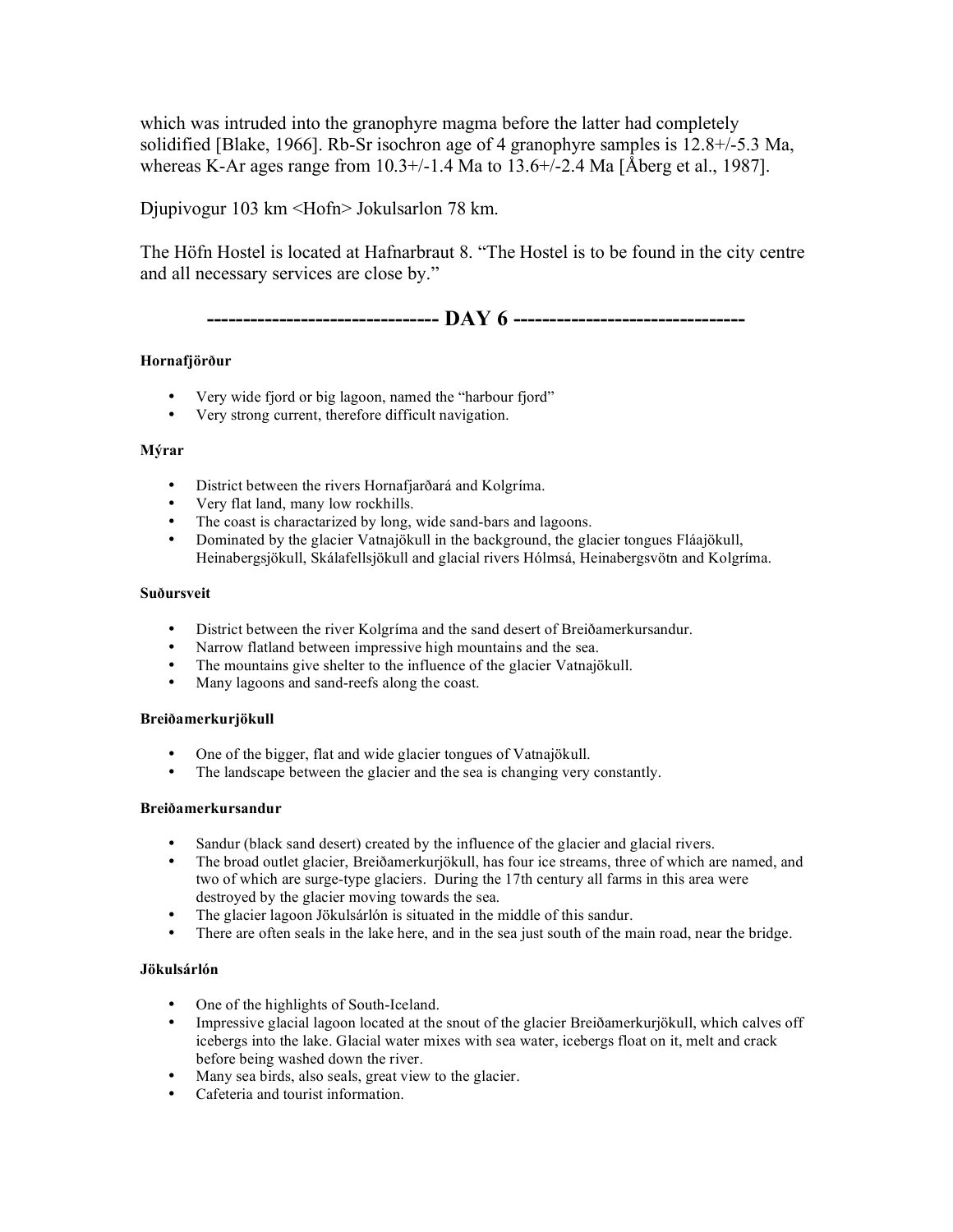which was intruded into the granophyre magma before the latter had completely solidified [Blake, 1966]. Rb-Sr isochron age of 4 granophyre samples is 12.8+/-5.3 Ma, whereas K-Ar ages range from 10.3+/-1.4 Ma to 13.6+/-2.4 Ma [Åberg et al., 1987].

Djupivogur 103 km <Hofn> Jokulsarlon 78 km.

The Höfn Hostel is located at Hafnarbraut 8. "The Hostel is to be found in the city centre and all necessary services are close by."

## ------------------------------- DAY 6 -------------------------------

**Hornafjörður**

- Very wide fjord or big lagoon, named the "harbour fjord"
- Very strong current, therefore difficult navigation.

**Mýrar**

- District between the rivers Hornafjarðará and Kolgríma.
- Very flat land, many low rockhills.
- The coast is charactarized by long, wide sand-bars and lagoons.
- Dominated by the glacier Vatnajökull in the background, the glacier tongues Fláajökull, Heinabergsjökull, Skálafellsjökull and glacial rivers Hólmsá, Heinabergsvötn and Kolgríma.

**Suðursveit**

- District between the river Kolgríma and the sand desert of Breiðamerkursandur.
- Narrow flatland between impressive high mountains and the sea.
- The mountains give shelter to the influence of the glacier Vatnajökull.
- Many lagoons and sand-reefs along the coast.

**Breiðamerkurjökull**

- One of the bigger, flat and wide glacier tongues of Vatnajökull.
- The landscape between the glacier and the sea is changing very constantly.

**Breiðamerkursandur**

- Sandur (black sand desert) created by the influence of the glacier and glacial rivers.
- The broad outlet glacier, Breiðamerkurjökull, has four ice streams, three of which are named, and two of which are surge-type glaciers. During the 17th century all farms in this area were destroyed by the glacier moving towards the sea.
- The glacier lagoon Jökulsárlón is situated in the middle of this sandur.
- There are often seals in the lake here, and in the sea just south of the main road, near the bridge.

**Jökulsárlón**

- One of the highlights of South-Iceland.
- Impressive glacial lagoon located at the snout of the glacier Breiðamerkurjökull, which calves off icebergs into the lake. Glacial water mixes with sea water, icebergs float on it, melt and crack before being washed down the river.
- Many sea birds, also seals, great view to the glacier.
- Cafeteria and tourist information.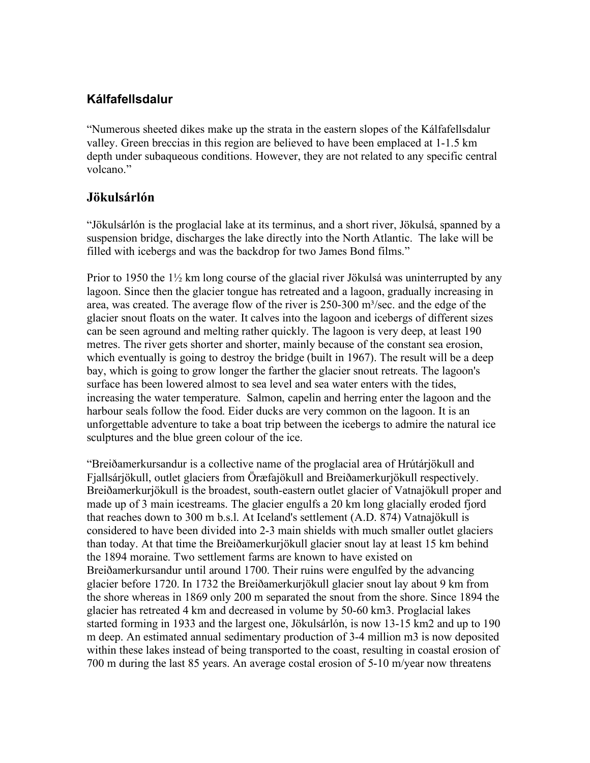## Kálfafellsdalur

"Numerous sheeted dikes make up the strata in the eastern slopes of the Kálfafellsdalur valley. Green breccias in this region are believed to have been emplaced at 1-1.5 km depth under subaqueous conditions. However, they are not related to any specific central volcano."

## Jökulsárlón

"Jökulsárlón is the proglacial lake at its terminus, and a short river, Jökulsá, spanned by a suspension bridge, discharges the lake directly into the North Atlantic. The lake will be filled with icebergs and was the backdrop for two James Bond films."

Prior to 1950 the 1½ km long course of the glacial river Jökulsá was uninterrupted by any lagoon. Since then the glacier tongue has retreated and a lagoon, gradually increasing in area, was created. The average flow of the river is 250-300 m³/sec. and the edge of the glacier snout floats on the water. It calves into the lagoon and icebergs of different sizes can be seen aground and melting rather quickly. The lagoon is very deep, at least 190 metres. The river gets shorter and shorter, mainly because of the constant sea erosion, which eventually is going to destroy the bridge (built in 1967). The result will be a deep bay, which is going to grow longer the farther the glacier snout retreats. The lagoon's surface has been lowered almost to sea level and sea water enters with the tides, increasing the water temperature. Salmon, capelin and herring enter the lagoon and the harbour seals follow the food. Eider ducks are very common on the lagoon. It is an unforgettable adventure to take a boat trip between the icebergs to admire the natural ice sculptures and the blue green colour of the ice.

"Breiðamerkursandur is a collective name of the proglacial area of Hrútárjökull and Fjallsárjökull, outlet glaciers from Öræfajökull and Breiðamerkurjökull respectively. Breiðamerkurjökull is the broadest, south-eastern outlet glacier of Vatnajökull proper and made up of 3 main icestreams. The glacier engulfs a 20 km long glacially eroded fjord that reaches down to 300 m b.s.l. At Iceland's settlement (A.D. 874) Vatnajökull is considered to have been divided into 2-3 main shields with much smaller outlet glaciers than today. At that time the Breiðamerkurjökull glacier snout lay at least 15 km behind the 1894 moraine. Two settlement farms are known to have existed on Breiðamerkursandur until around 1700. Their ruins were engulfed by the advancing glacier before 1720. In 1732 the Breiðamerkurjökull glacier snout lay about 9 km from the shore whereas in 1869 only 200 m separated the snout from the shore. Since 1894 the glacier has retreated 4 km and decreased in volume by 50-60 km3. Proglacial lakes started forming in 1933 and the largest one, Jökulsárlón, is now 13-15 km2 and up to 190 m deep. An estimated annual sedimentary production of 3-4 million m3 is now deposited within these lakes instead of being transported to the coast, resulting in coastal erosion of 700 m during the last 85 years. An average costal erosion of 5-10 m/year now threatens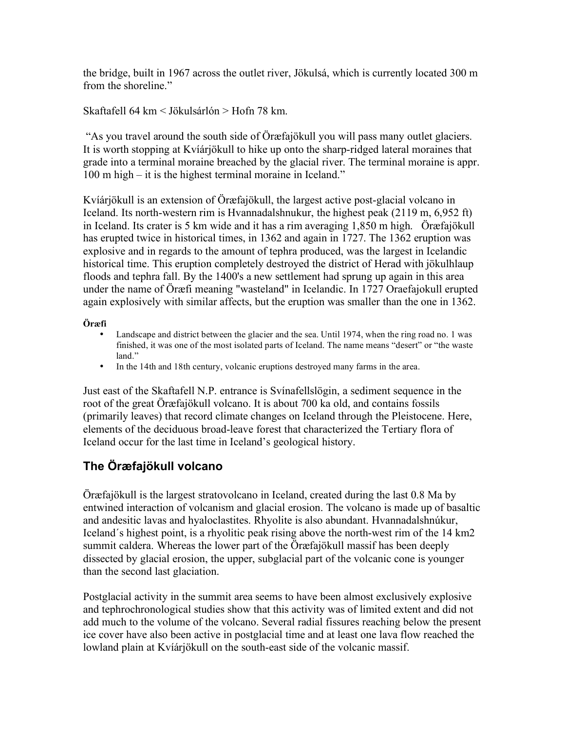the bridge, built in 1967 across the outlet river, Jökulsá, which is currently located 300 m from the shoreline."

Skaftafell 64 km < Jökulsárlón > Hofn 78 km.

"As you travel around the south side of Öræfajökull you will pass many outlet glaciers. It is worth stopping at Kvíárjökull to hike up onto the sharp-ridged lateral moraines that grade into a terminal moraine breached by the glacial river. The terminal moraine is appr. 100 m high – it is the highest terminal moraine in Iceland."

Kvíárjökull is an extension of Öræfajökull, the largest active post-glacial volcano in Iceland. Its north-western rim is Hvannadalshnukur, the highest peak (2119 m, 6,952 ft) in Iceland. Its crater is 5 km wide and it has a rim averaging 1,850 m high. Öræfajökull has erupted twice in historical times, in 1362 and again in 1727. The 1362 eruption was explosive and in regards to the amount of tephra produced, was the largest in Icelandic historical time. This eruption completely destroyed the district of Herad with jökulhlaup floods and tephra fall. By the 1400's a new settlement had sprung up again in this area under the name of Öræfi meaning "wasteland" in Icelandic. In 1727 Oraefajokull erupted again explosively with similar affects, but the eruption was smaller than the one in 1362.

**Öræfi**

- Landscape and district between the glacier and the sea. Until 1974, when the ring road no. 1 was finished, it was one of the most isolated parts of Iceland. The name means "desert" or "the waste land."
- In the 14th and 18th century, volcanic eruptions destroyed many farms in the area.

Just east of the Skaftafell N.P. entrance is Svínafellslögin, a sediment sequence in the root of the great Öræfajökull volcano. It is about 700 ka old, and contains fossils (primarily leaves) that record climate changes on Iceland through the Pleistocene. Here, elements of the deciduous broad-leave forest that characterized the Tertiary flora of Iceland occur for the last time in Iceland's geological history.

## The Öræfajökull volcano

Öræfajökull is the largest stratovolcano in Iceland, created during the last 0.8 Ma by entwined interaction of volcanism and glacial erosion. The volcano is made up of basaltic and andesitic lavas and hyaloclastites. Rhyolite is also abundant. Hvannadalshnúkur, Iceland´s highest point, is a rhyolitic peak rising above the north-west rim of the 14 km2 summit caldera. Whereas the lower part of the Öræfajökull massif has been deeply dissected by glacial erosion, the upper, subglacial part of the volcanic cone is younger than the second last glaciation.

Postglacial activity in the summit area seems to have been almost exclusively explosive and tephrochronological studies show that this activity was of limited extent and did not add much to the volume of the volcano. Several radial fissures reaching below the present ice cover have also been active in postglacial time and at least one lava flow reached the lowland plain at Kvíárjökull on the south-east side of the volcanic massif.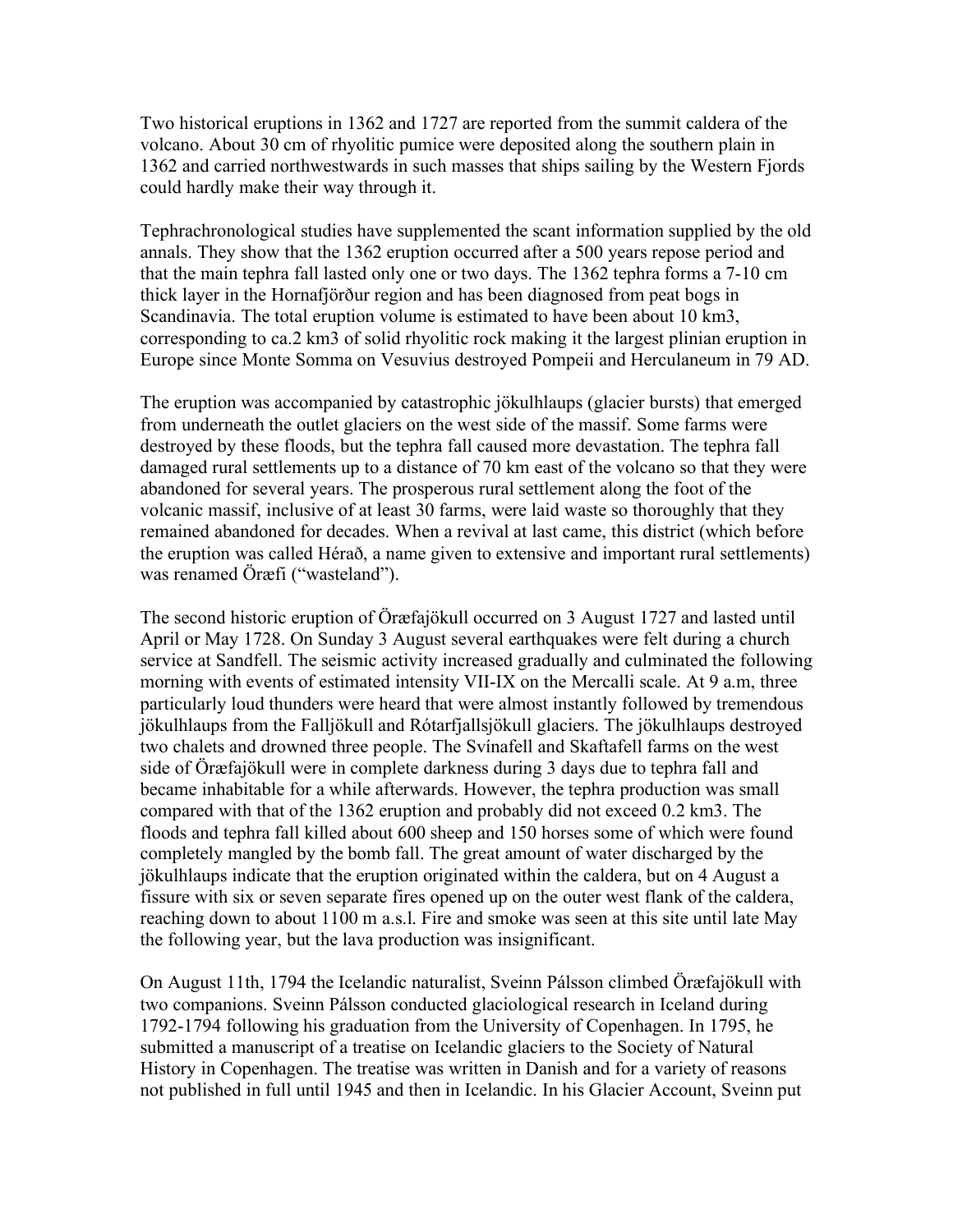Two historical eruptions in 1362 and 1727 are reported from the summit caldera of the volcano. About 30 cm of rhyolitic pumice were deposited along the southern plain in 1362 and carried northwestwards in such masses that ships sailing by the Western Fjords could hardly make their way through it.

Tephrachronological studies have supplemented the scant information supplied by the old annals. They show that the 1362 eruption occurred after a 500 years repose period and that the main tephra fall lasted only one or two days. The 1362 tephra forms a 7-10 cm thick layer in the Hornafjörður region and has been diagnosed from peat bogs in Scandinavia. The total eruption volume is estimated to have been about 10 km3, corresponding to ca.2 km3 of solid rhyolitic rock making it the largest plinian eruption in Europe since Monte Somma on Vesuvius destroyed Pompeii and Herculaneum in 79 AD.

The eruption was accompanied by catastrophic jökulhlaups (glacier bursts) that emerged from underneath the outlet glaciers on the west side of the massif. Some farms were destroyed by these floods, but the tephra fall caused more devastation. The tephra fall damaged rural settlements up to a distance of 70 km east of the volcano so that they were abandoned for several years. The prosperous rural settlement along the foot of the volcanic massif, inclusive of at least 30 farms, were laid waste so thoroughly that they remained abandoned for decades. When a revival at last came, this district (which before the eruption was called Hérað, a name given to extensive and important rural settlements) was renamed Öræfi ("wasteland").

The second historic eruption of Öræfajökull occurred on 3 August 1727 and lasted until April or May 1728. On Sunday 3 August several earthquakes were felt during a church service at Sandfell. The seismic activity increased gradually and culminated the following morning with events of estimated intensity VII-IX on the Mercalli scale. At 9 a.m, three particularly loud thunders were heard that were almost instantly followed by tremendous jökulhlaups from the Falljökull and Rótarfjallsjökull glaciers. The jökulhlaups destroyed two chalets and drowned three people. The Svínafell and Skaftafell farms on the west side of Öræfajökull were in complete darkness during 3 days due to tephra fall and became inhabitable for a while afterwards. However, the tephra production was small compared with that of the 1362 eruption and probably did not exceed 0.2 km3. The floods and tephra fall killed about 600 sheep and 150 horses some of which were found completely mangled by the bomb fall. The great amount of water discharged by the jökulhlaups indicate that the eruption originated within the caldera, but on 4 August a fissure with six or seven separate fires opened up on the outer west flank of the caldera, reaching down to about 1100 m a.s.l. Fire and smoke was seen at this site until late May the following year, but the lava production was insignificant.

On August 11th, 1794 the Icelandic naturalist, Sveinn Pálsson climbed Öræfajökull with two companions. Sveinn Pálsson conducted glaciological research in Iceland during 1792-1794 following his graduation from the University of Copenhagen. In 1795, he submitted a manuscript of a treatise on Icelandic glaciers to the Society of Natural History in Copenhagen. The treatise was written in Danish and for a variety of reasons not published in full until 1945 and then in Icelandic. In his Glacier Account, Sveinn put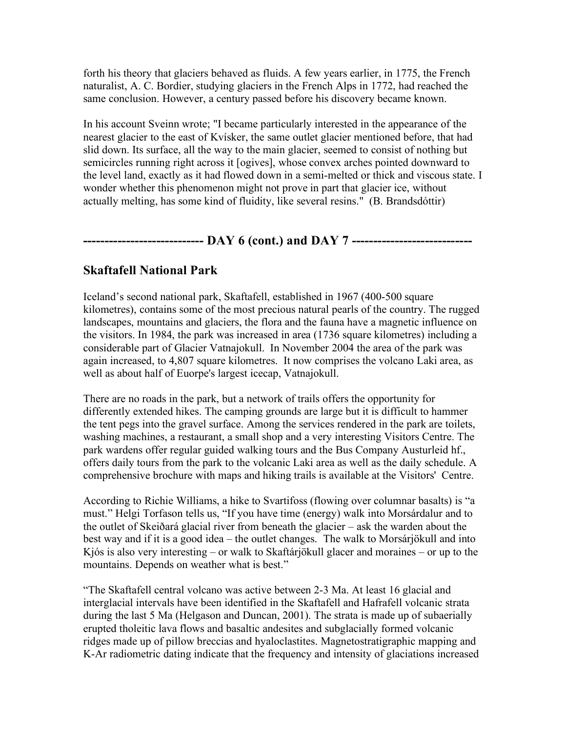forth his theory that glaciers behaved as fluids. A few years earlier, in 1775, the French naturalist, A. C. Bordier, studying glaciers in the French Alps in 1772, had reached the same conclusion. However, a century passed before his discovery became known.

In his account Sveinn wrote; "I became particularly interested in the appearance of the nearest glacier to the east of Kvísker, the same outlet glacier mentioned before, that had slid down. Its surface, all the way to the main glacier, seemed to consist of nothing but semicircles running right across it [ogives], whose convex arches pointed downward to the level land, exactly as it had flowed down in a semi-melted or thick and viscous state. I wonder whether this phenomenon might not prove in part that glacier ice, without actually melting, has some kind of fluidity, like several resins." (B. Brandsdóttir)

## --------------------------- DAY 6 (cont.) and DAY 7 ---------------------------

## Skaftafell National Park

Iceland's second national park, Skaftafell, established in 1967 (400-500 square kilometres), contains some of the most precious natural pearls of the country. The rugged landscapes, mountains and glaciers, the flora and the fauna have a magnetic influence on the visitors. In 1984, the park was increased in area (1736 square kilometres) including a considerable part of Glacier Vatnajokull. In November 2004 the area of the park was again increased, to 4,807 square kilometres. It now comprises the volcano Laki area, as well as about half of Euorpe's largest icecap, Vatnajokull.

There are no roads in the park, but a network of trails offers the opportunity for differently extended hikes. The camping grounds are large but it is difficult to hammer the tent pegs into the gravel surface. Among the services rendered in the park are toilets, washing machines, a restaurant, a small shop and a very interesting Visitors Centre. The park wardens offer regular guided walking tours and the Bus Company Austurleid hf., offers daily tours from the park to the volcanic Laki area as well as the daily schedule. A comprehensive brochure with maps and hiking trails is available at the Visitors' Centre.

According to Richie Williams, a hike to Svartifoss (flowing over columnar basalts) is "a must." Helgi Torfason tells us, "If you have time (energy) walk into Morsárdalur and to the outlet of Skeiðará glacial river from beneath the glacier – ask the warden about the best way and if it is a good idea – the outlet changes. The walk to Morsárjökull and into Kjós is also very interesting – or walk to Skaftárjökull glacer and moraines – or up to the mountains. Depends on weather what is best."

"The Skaftafell central volcano was active between 2-3 Ma. At least 16 glacial and interglacial intervals have been identified in the Skaftafell and Hafrafell volcanic strata during the last 5 Ma (Helgason and Duncan, 2001). The strata is made up of subaerially erupted tholeitic lava flows and basaltic andesites and subglacially formed volcanic ridges made up of pillow breccias and hyaloclastites. Magnetostratigraphic mapping and K-Ar radiometric dating indicate that the frequency and intensity of glaciations increased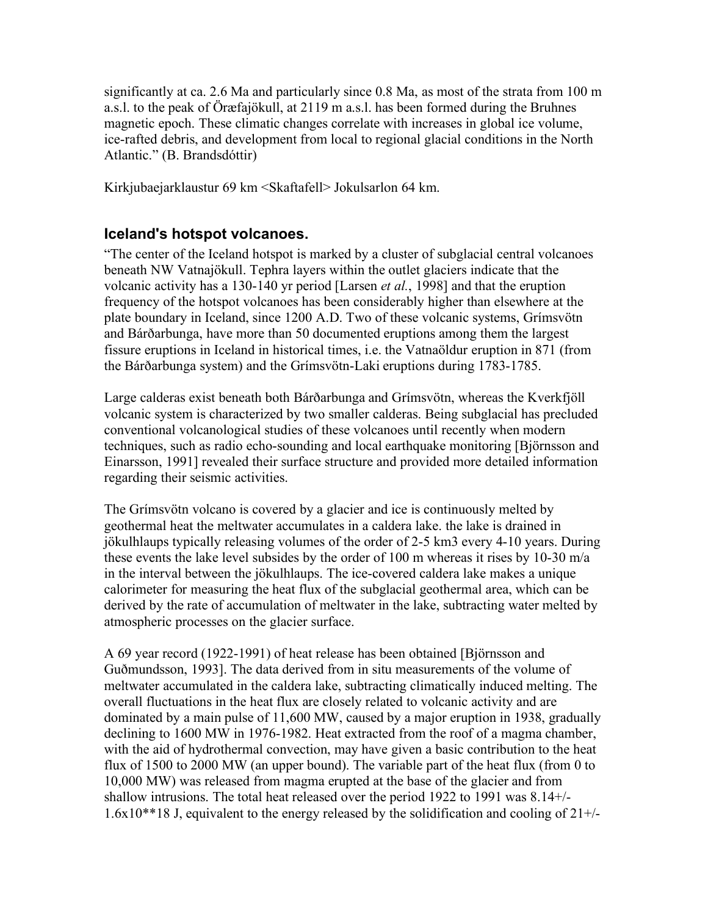significantly at ca. 2.6 Ma and particularly since 0.8 Ma, as most of the strata from 100 m a.s.l. to the peak of Öræfajökull, at 2119 m a.s.l. has been formed during the Bruhnes magnetic epoch. These climatic changes correlate with increases in global ice volume, ice-rafted debris, and development from local to regional glacial conditions in the North Atlantic." (B. Brandsdóttir)

Kirkjubaejarklaustur 69 km <Skaftafell> Jokulsarlon 64 km.

## Iceland's hotspot volcanoes.

"The center of the Iceland hotspot is marked by a cluster of subglacial central volcanoes beneath NW Vatnajökull. Tephra layers within the outlet glaciers indicate that the volcanic activity has a 130-140 yr period [Larsen *et al.*, 1998] and that the eruption frequency of the hotspot volcanoes has been considerably higher than elsewhere at the plate boundary in Iceland, since 1200 A.D. Two of these volcanic systems, Grímsvötn and Bárðarbunga, have more than 50 documented eruptions among them the largest fissure eruptions in Iceland in historical times, i.e. the Vatnaöldur eruption in 871 (from the Bárðarbunga system) and the Grímsvötn-Laki eruptions during 1783-1785.

Large calderas exist beneath both Bárðarbunga and Grímsvötn, whereas the Kverkfjöll volcanic system is characterized by two smaller calderas. Being subglacial has precluded conventional volcanological studies of these volcanoes until recently when modern techniques, such as radio echo-sounding and local earthquake monitoring [Björnsson and Einarsson, 1991] revealed their surface structure and provided more detailed information regarding their seismic activities.

The Grímsvötn volcano is covered by a glacier and ice is continuously melted by geothermal heat the meltwater accumulates in a caldera lake. the lake is drained in jökulhlaups typically releasing volumes of the order of 2-5 km3 every 4-10 years. During these events the lake level subsides by the order of 100 m whereas it rises by 10-30 m/a in the interval between the jökulhlaups. The ice-covered caldera lake makes a unique calorimeter for measuring the heat flux of the subglacial geothermal area, which can be derived by the rate of accumulation of meltwater in the lake, subtracting water melted by atmospheric processes on the glacier surface.

A 69 year record (1922-1991) of heat release has been obtained [Björnsson and Guðmundsson, 1993]. The data derived from in situ measurements of the volume of meltwater accumulated in the caldera lake, subtracting climatically induced melting. The overall fluctuations in the heat flux are closely related to volcanic activity and are dominated by a main pulse of 11,600 MW, caused by a major eruption in 1938, gradually declining to 1600 MW in 1976-1982. Heat extracted from the roof of a magma chamber, with the aid of hydrothermal convection, may have given a basic contribution to the heat flux of 1500 to 2000 MW (an upper bound). The variable part of the heat flux (from 0 to 10,000 MW) was released from magma erupted at the base of the glacier and from shallow intrusions. The total heat released over the period 1922 to 1991 was 8.14+/-1.6x10**18 J, equivalent to the energy released by the solidification and cooling of 21+/-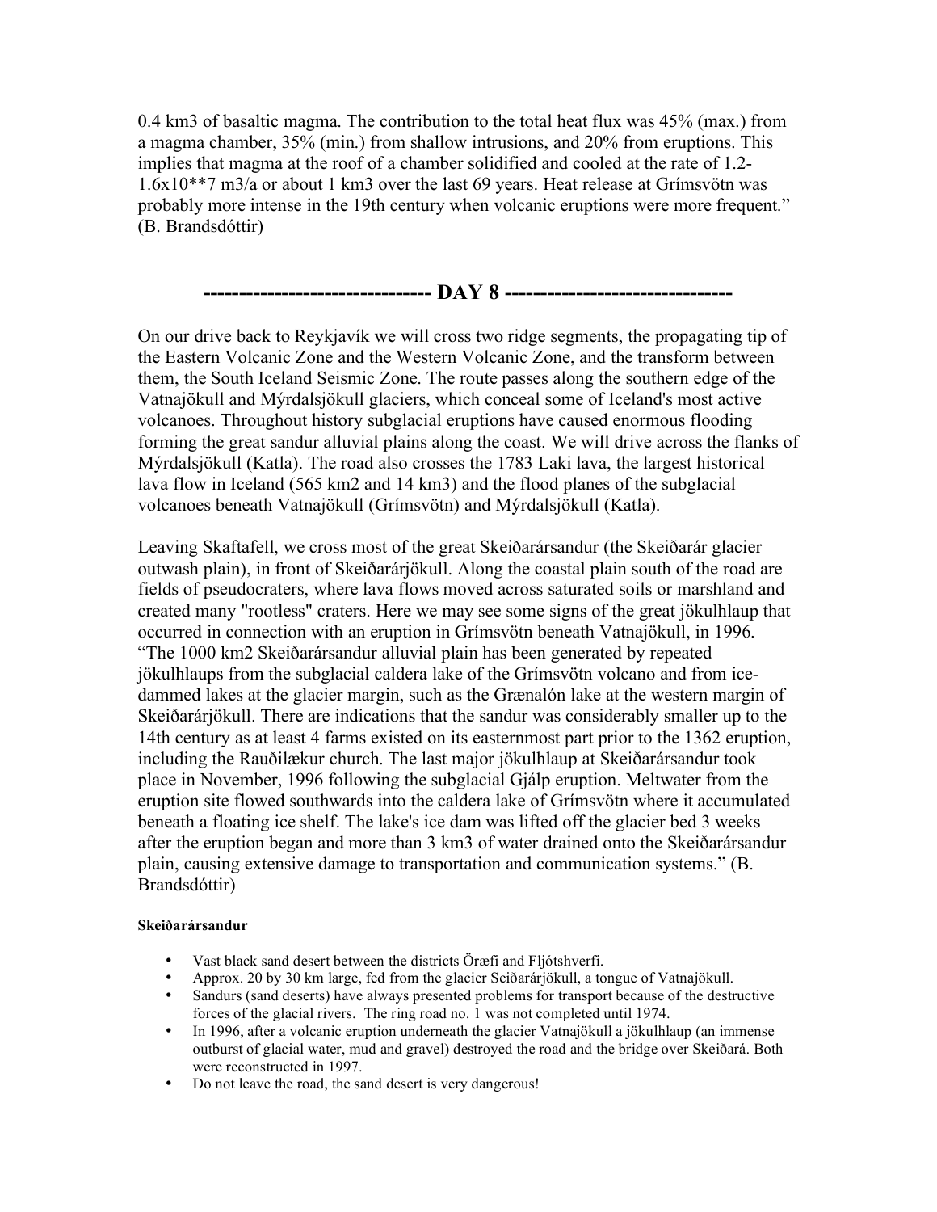0.4 km3 of basaltic magma. The contribution to the total heat flux was 45% (max.) from a magma chamber, 35% (min.) from shallow intrusions, and 20% from eruptions. This implies that magma at the roof of a chamber solidified and cooled at the rate of 1.2-1.6x10**7 m3/a or about 1 km3 over the last 69 years. Heat release at Grímsvötn was probably more intense in the 19th century when volcanic eruptions were more frequent." (B. Brandsdóttir)

## -------------------------------- DAY 8 --------------------------------

On our drive back to Reykjavík we will cross two ridge segments, the propagating tip of the Eastern Volcanic Zone and the Western Volcanic Zone, and the transform between them, the South Iceland Seismic Zone. The route passes along the southern edge of the Vatnajökull and Mýrdalsjökull glaciers, which conceal some of Iceland's most active volcanoes. Throughout history subglacial eruptions have caused enormous flooding forming the great sandur alluvial plains along the coast. We will drive across the flanks of Mýrdalsjökull (Katla). The road also crosses the 1783 Laki lava, the largest historical lava flow in Iceland (565 km2 and 14 km3) and the flood planes of the subglacial volcanoes beneath Vatnajökull (Grímsvötn) and Mýrdalsjökull (Katla).

Leaving Skaftafell, we cross most of the great Skeiðarársandur (the Skeiðarár glacier outwash plain), in front of Skeiðarárjökull. Along the coastal plain south of the road are fields of pseudocraters, where lava flows moved across saturated soils or marshland and created many "rootless" craters. Here we may see some signs of the great jökulhlaup that occurred in connection with an eruption in Grímsvötn beneath Vatnajökull, in 1996. "The 1000 km2 Skeiðarársandur alluvial plain has been generated by repeated jökulhlaups from the subglacial caldera lake of the Grímsvötn volcano and from ice-dammed lakes at the glacier margin, such as the Grænalón lake at the western margin of Skeiðarárjökull. There are indications that the sandur was considerably smaller up to the 14th century as at least 4 farms existed on its easternmost part prior to the 1362 eruption, including the Rauðilækur church. The last major jökulhlaup at Skeiðarársandur took place in November, 1996 following the subglacial Gjálp eruption. Meltwater from the eruption site flowed southwards into the caldera lake of Grímsvötn where it accumulated beneath a floating ice shelf. The lake's ice dam was lifted off the glacier bed 3 weeks after the eruption began and more than 3 km3 of water drained onto the Skeiðarársandur plain, causing extensive damage to transportation and communication systems." (B. Brandsdóttir)

#### Skeiðarársandur

- Vast black sand desert between the districts Öræfi and Fljótshverfi.
- Approx. 20 by 30 km large, fed from the glacier Seiðarárjökull, a tongue of Vatnajökull.
- Sandurs (sand deserts) have always presented problems for transport because of the destructive forces of the glacial rivers. The ring road no. 1 was not completed until 1974.
- In 1996, after a volcanic eruption underneath the glacier Vatnajökull a jökulhlaup (an immense outburst of glacial water, mud and gravel) destroyed the road and the bridge over Skeiðará. Both were reconstructed in 1997.
- Do not leave the road, the sand desert is very dangerous!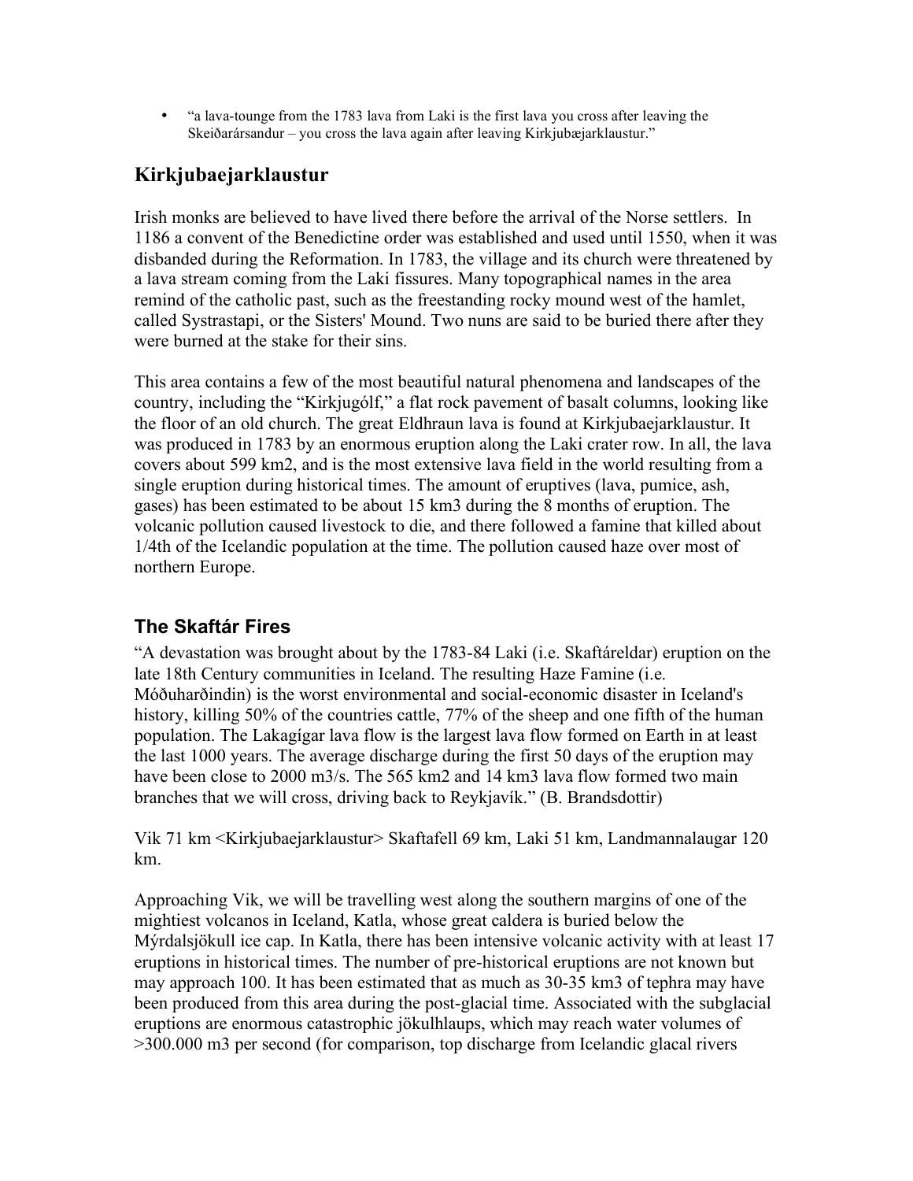- "a lava-tounge from the 1783 lava from Laki is the first lava you cross after leaving the Skeiðarársandur – you cross the lava again after leaving Kirkjubæjarklaustur."

## Kirkjubaejarklaustur

Irish monks are believed to have lived there before the arrival of the Norse settlers. In 1186 a convent of the Benedictine order was established and used until 1550, when it was disbanded during the Reformation. In 1783, the village and its church were threatened by a lava stream coming from the Laki fissures. Many topographical names in the area remind of the catholic past, such as the freestanding rocky mound west of the hamlet, called Systrastapi, or the Sisters' Mound. Two nuns are said to be buried there after they were burned at the stake for their sins.

This area contains a few of the most beautiful natural phenomena and landscapes of the country, including the "Kirkjugólf," a flat rock pavement of basalt columns, looking like the floor of an old church. The great Eldhraun lava is found at Kirkjubaejarklaustur. It was produced in 1783 by an enormous eruption along the Laki crater row. In all, the lava covers about 599 km2, and is the most extensive lava field in the world resulting from a single eruption during historical times. The amount of eruptives (lava, pumice, ash, gases) has been estimated to be about 15 km3 during the 8 months of eruption. The volcanic pollution caused livestock to die, and there followed a famine that killed about 1/4th of the Icelandic population at the time. The pollution caused haze over most of northern Europe.

## The Skaftár Fires

"A devastation was brought about by the 1783-84 Laki (i.e. Skaftáreldar) eruption on the late 18th Century communities in Iceland. The resulting Haze Famine (i.e. Móðuharðindin) is the worst environmental and social-economic disaster in Iceland's history, killing 50% of the countries cattle, 77% of the sheep and one fifth of the human population. The Lakagígar lava flow is the largest lava flow formed on Earth in at least the last 1000 years. The average discharge during the first 50 days of the eruption may have been close to 2000 m3/s. The 565 km2 and 14 km3 lava flow formed two main branches that we will cross, driving back to Reykjavík." (B. Brandsdottir)

Vik 71 km <Kirkjubaejarklaustur> Skaftafell 69 km, Laki 51 km, Landmannalaugar 120 km.

Approaching Vik, we will be travelling west along the southern margins of one of the mightiest volcanos in Iceland, Katla, whose great caldera is buried below the Mýrdalsjökull ice cap. In Katla, there has been intensive volcanic activity with at least 17 eruptions in historical times. The number of pre-historical eruptions are not known but may approach 100. It has been estimated that as much as 30-35 km3 of tephra may have been produced from this area during the post-glacial time. Associated with the subglacial eruptions are enormous catastrophic jökulhlaups, which may reach water volumes of >300.000 m3 per second (for comparison, top discharge from Icelandic glacal rivers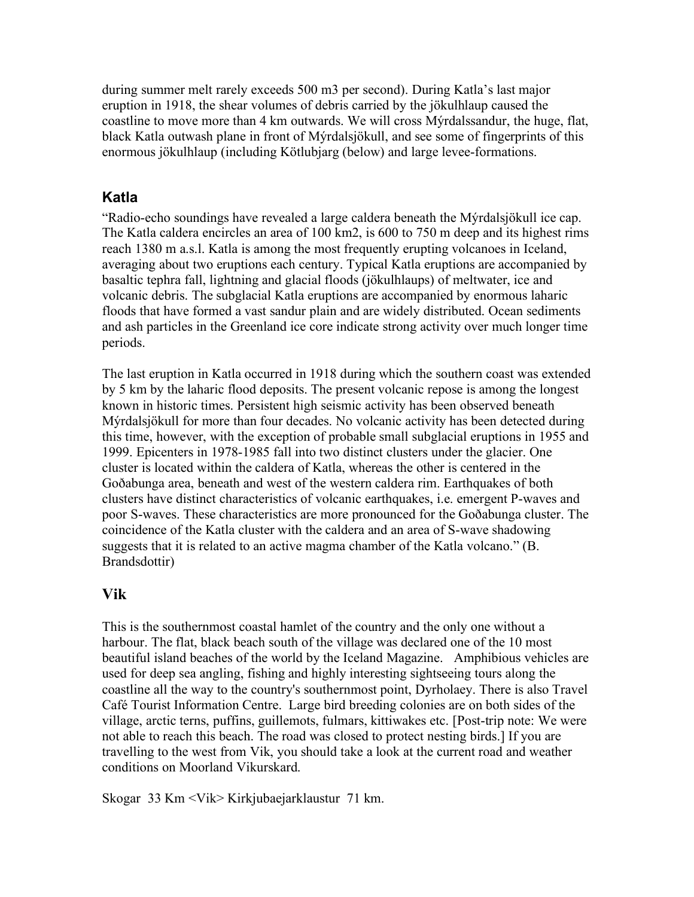during summer melt rarely exceeds 500 m3 per second). During Katla's last major eruption in 1918, the shear volumes of debris carried by the jökulhlaup caused the coastline to move more than 4 km outwards. We will cross Mýrdalssandur, the huge, flat, black Katla outwash plane in front of Mýrdalsjökull, and see some of fingerprints of this enormous jökulhlaup (including Kötlubjarg (below) and large levee-formations.

## Katla

"Radio-echo soundings have revealed a large caldera beneath the Mýrdalsjökull ice cap. The Katla caldera encircles an area of 100 km2, is 600 to 750 m deep and its highest rims reach 1380 m a.s.l. Katla is among the most frequently erupting volcanoes in Iceland, averaging about two eruptions each century. Typical Katla eruptions are accompanied by basaltic tephra fall, lightning and glacial floods (jökulhlaups) of meltwater, ice and volcanic debris. The subglacial Katla eruptions are accompanied by enormous laharic floods that have formed a vast sandur plain and are widely distributed. Ocean sediments and ash particles in the Greenland ice core indicate strong activity over much longer time periods.

The last eruption in Katla occurred in 1918 during which the southern coast was extended by 5 km by the laharic flood deposits. The present volcanic repose is among the longest known in historic times. Persistent high seismic activity has been observed beneath Mýrdalsjökull for more than four decades. No volcanic activity has been detected during this time, however, with the exception of probable small subglacial eruptions in 1955 and 1999. Epicenters in 1978-1985 fall into two distinct clusters under the glacier. One cluster is located within the caldera of Katla, whereas the other is centered in the Goðabunga area, beneath and west of the western caldera rim. Earthquakes of both clusters have distinct characteristics of volcanic earthquakes, i.e. emergent P-waves and poor S-waves. These characteristics are more pronounced for the Goðabunga cluster. The coincidence of the Katla cluster with the caldera and an area of S-wave shadowing suggests that it is related to an active magma chamber of the Katla volcano." (B. Brandsdottir)

## Vik

This is the southernmost coastal hamlet of the country and the only one without a harbour. The flat, black beach south of the village was declared one of the 10 most beautiful island beaches of the world by the Iceland Magazine. Amphibious vehicles are used for deep sea angling, fishing and highly interesting sightseeing tours along the coastline all the way to the country's southernmost point, Dyrholaey. There is also Travel Café Tourist Information Centre. Large bird breeding colonies are on both sides of the village, arctic terns, puffins, guillemots, fulmars, kittiwakes etc. [Post-trip note: We were not able to reach this beach. The road was closed to protect nesting birds.] If you are travelling to the west from Vik, you should take a look at the current road and weather conditions on Moorland Vikurskard.

Skogar 33 Km <Vik> Kirkjubaejarklaustur 71 km.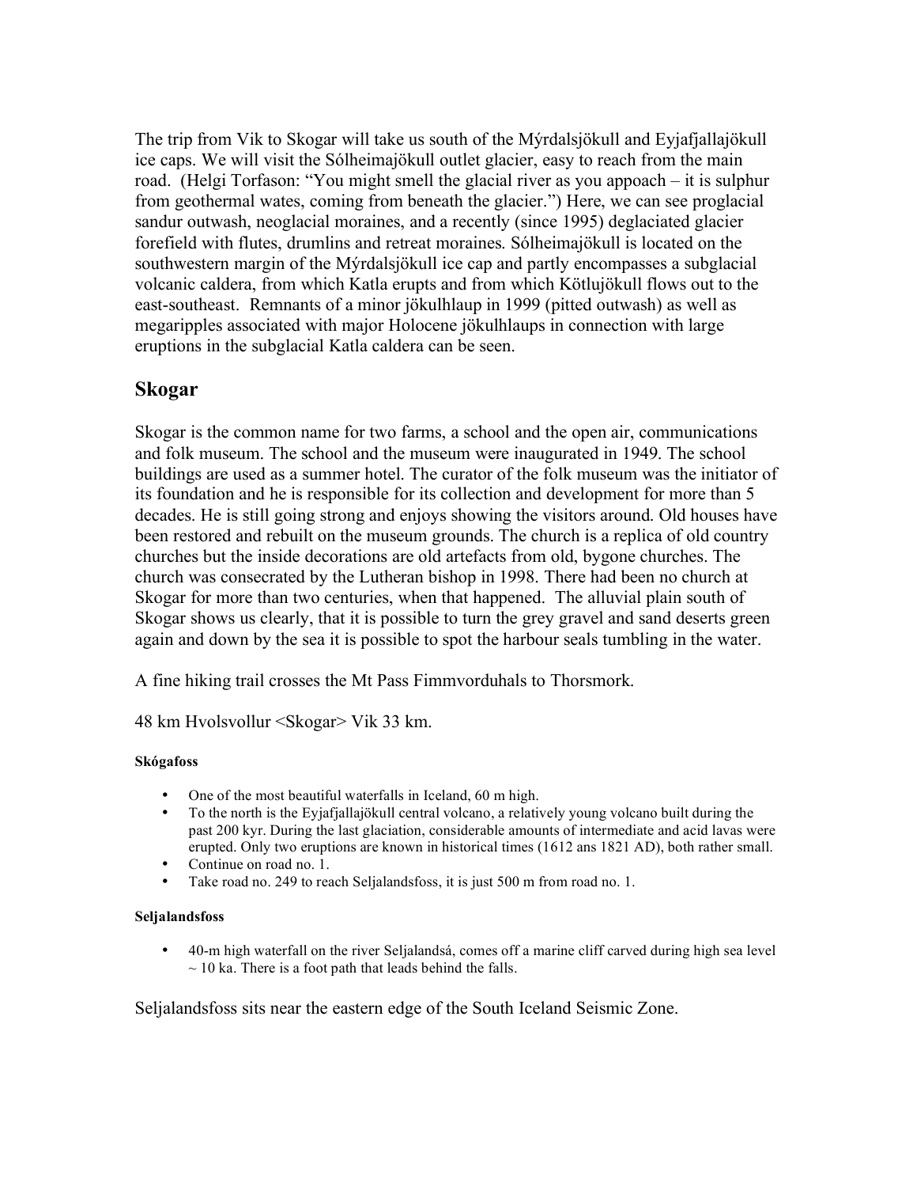The trip from Vik to Skogar will take us south of the Mýrdalsjökull and Eyjafjallajökull ice caps. We will visit the Sólheimajökull outlet glacier, easy to reach from the main road. (Helgi Torfason: "You might smell the glacial river as you appoach – it is sulphur from geothermal wates, coming from beneath the glacier.") Here, we can see proglacial sandur outwash, neoglacial moraines, and a recently (since 1995) deglaciated glacier forefield with flutes, drumlins and retreat moraines. Sólheimajökull is located on the southwestern margin of the Mýrdalsjökull ice cap and partly encompasses a subglacial volcanic caldera, from which Katla erupts and from which Kötlujökull flows out to the east-southeast. Remnants of a minor jökulhlaup in 1999 (pitted outwash) as well as megaripples associated with major Holocene jökulhlaups in connection with large eruptions in the subglacial Katla caldera can be seen.

## Skogar

Skogar is the common name for two farms, a school and the open air, communications and folk museum. The school and the museum were inaugurated in 1949. The school buildings are used as a summer hotel. The curator of the folk museum was the initiator of its foundation and he is responsible for its collection and development for more than 5 decades. He is still going strong and enjoys showing the visitors around. Old houses have been restored and rebuilt on the museum grounds. The church is a replica of old country churches but the inside decorations are old artefacts from old, bygone churches. The church was consecrated by the Lutheran bishop in 1998. There had been no church at Skogar for more than two centuries, when that happened. The alluvial plain south of Skogar shows us clearly, that it is possible to turn the grey gravel and sand deserts green again and down by the sea it is possible to spot the harbour seals tumbling in the water.

A fine hiking trail crosses the Mt Pass Fimmvorduhals to Thorsmork.

48 km Hvolsvollur <Skogar> Vik 33 km.

#### Skógafoss

- One of the most beautiful waterfalls in Iceland, 60 m high.
- To the north is the Eyjafjallajökull central volcano, a relatively young volcano built during the past 200 kyr. During the last glaciation, considerable amounts of intermediate and acid lavas were erupted. Only two eruptions are known in historical times (1612 ans 1821 AD), both rather small.
- Continue on road no. 1.
- Take road no. 249 to reach Seljalandsfoss, it is just 500 m from road no. 1.

#### Seljalandsfoss

- 40-m high waterfall on the river Seljalandsá, comes off a marine cliff carved during high sea level ~ 10 ka. There is a foot path that leads behind the falls.

Seljalandsfoss sits near the eastern edge of the South Iceland Seismic Zone.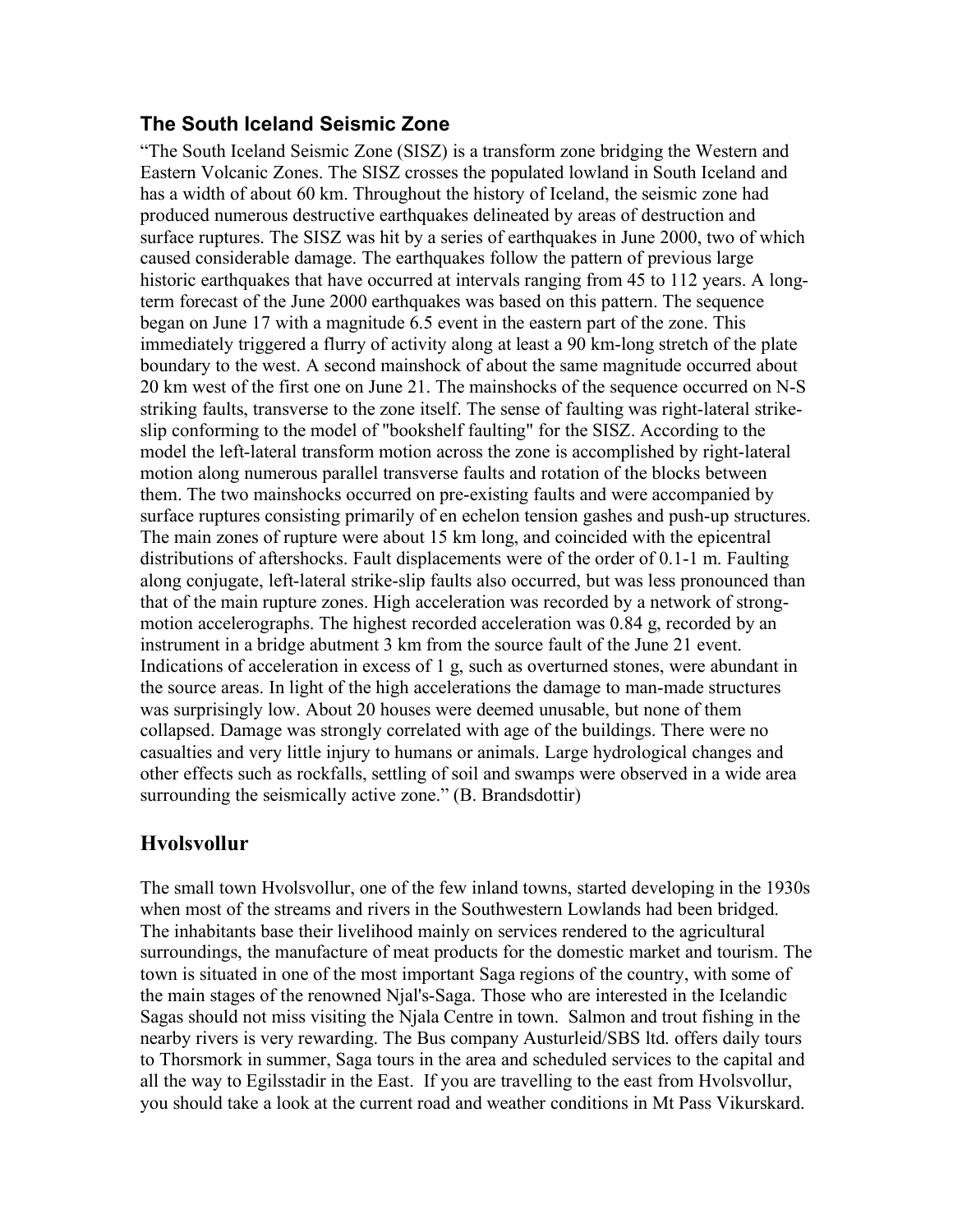## The South Iceland Seismic Zone

“The South Iceland Seismic Zone (SISZ) is a transform zone bridging the Western and Eastern Volcanic Zones. The SISZ crosses the populated lowland in South Iceland and has a width of about 60 km. Throughout the history of Iceland, the seismic zone had produced numerous destructive earthquakes delineated by areas of destruction and surface ruptures. The SISZ was hit by a series of earthquakes in June 2000, two of which caused considerable damage. The earthquakes follow the pattern of previous large historic earthquakes that have occurred at intervals ranging from 45 to 112 years. A long-term forecast of the June 2000 earthquakes was based on this pattern. The sequence began on June 17 with a magnitude 6.5 event in the eastern part of the zone. This immediately triggered a flurry of activity along at least a 90 km-long stretch of the plate boundary to the west. A second mainshock of about the same magnitude occurred about 20 km west of the first one on June 21. The mainshocks of the sequence occurred on N-S striking faults, transverse to the zone itself. The sense of faulting was right-lateral strike-slip conforming to the model of "bookshelf faulting" for the SISZ. According to the model the left-lateral transform motion across the zone is accomplished by right-lateral motion along numerous parallel transverse faults and rotation of the blocks between them. The two mainshocks occurred on pre-existing faults and were accompanied by surface ruptures consisting primarily of en echelon tension gashes and push-up structures. The main zones of rupture were about 15 km long, and coincided with the epicentral distributions of aftershocks. Fault displacements were of the order of 0.1-1 m. Faulting along conjugate, left-lateral strike-slip faults also occurred, but was less pronounced than that of the main rupture zones. High acceleration was recorded by a network of strong-motion accelerographs. The highest recorded acceleration was 0.84 g, recorded by an instrument in a bridge abutment 3 km from the source fault of the June 21 event. Indications of acceleration in excess of 1 g, such as overturned stones, were abundant in the source areas. In light of the high accelerations the damage to man-made structures was surprisingly low. About 20 houses were deemed unusable, but none of them collapsed. Damage was strongly correlated with age of the buildings. There were no casualties and very little injury to humans or animals. Large hydrological changes and other effects such as rockfalls, settling of soil and swamps were observed in a wide area surrounding the seismically active zone.” (B. Brandsdottir)

## Hvolsvollur

The small town Hvolsvollur, one of the few inland towns, started developing in the 1930s when most of the streams and rivers in the Southwestern Lowlands had been bridged. The inhabitants base their livelihood mainly on services rendered to the agricultural surroundings, the manufacture of meat products for the domestic market and tourism. The town is situated in one of the most important Saga regions of the country, with some of the main stages of the renowned Njal's-Saga. Those who are interested in the Icelandic Sagas should not miss visiting the Njala Centre in town. Salmon and trout fishing in the nearby rivers is very rewarding. The Bus company Austurleid/SBS ltd. offers daily tours to Thorsmork in summer, Saga tours in the area and scheduled services to the capital and all the way to Egilsstadir in the East. If you are travelling to the east from Hvolsvollur, you should take a look at the current road and weather conditions in Mt Pass Vikurskard.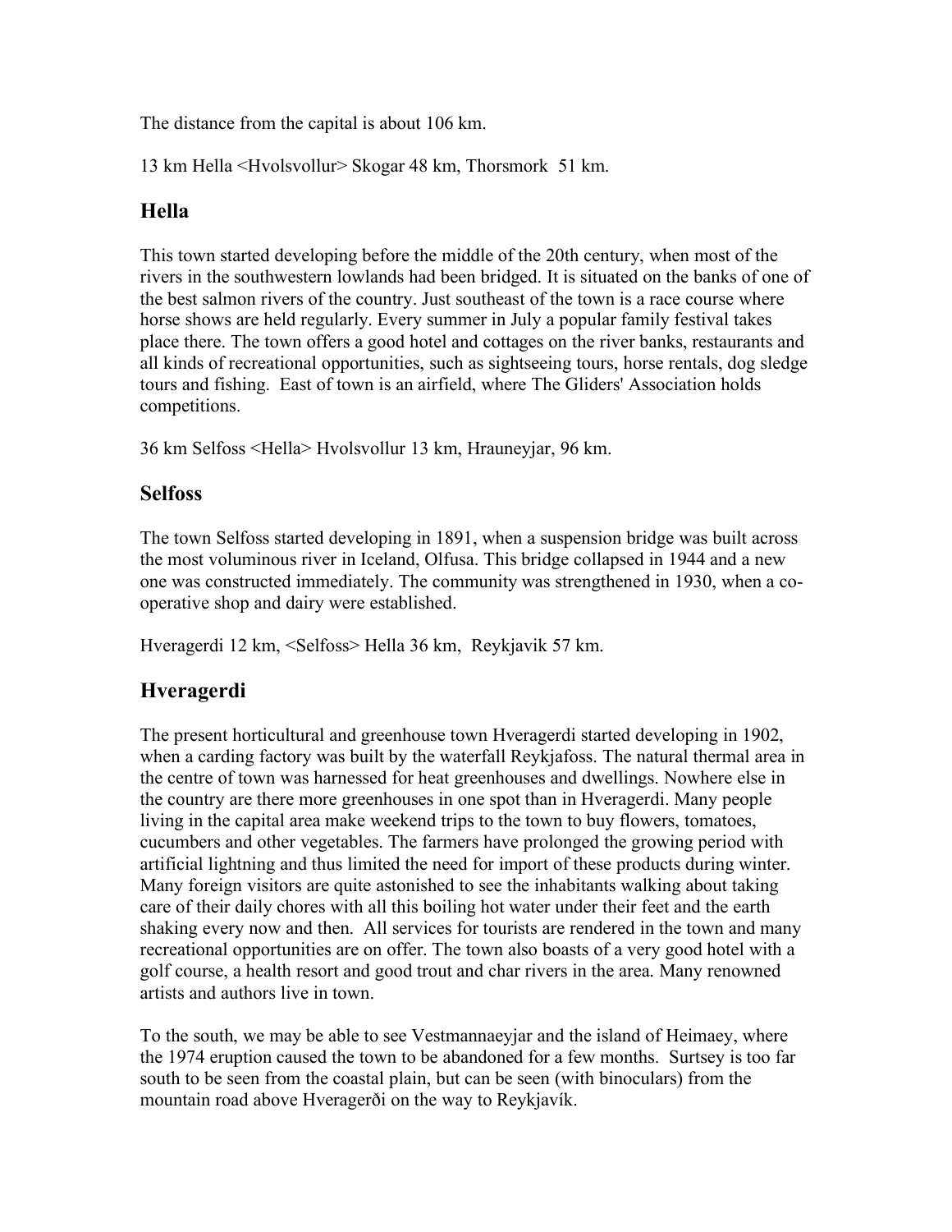The distance from the capital is about 106 km.

13 km Hella <Hvolsvollur> Skogar 48 km, Thorsmork 51 km.

## Hella

This town started developing before the middle of the 20th century, when most of the rivers in the southwestern lowlands had been bridged. It is situated on the banks of one of the best salmon rivers of the country. Just southeast of the town is a race course where horse shows are held regularly. Every summer in July a popular family festival takes place there. The town offers a good hotel and cottages on the river banks, restaurants and all kinds of recreational opportunities, such as sightseeing tours, horse rentals, dog sledge tours and fishing. East of town is an airfield, where The Gliders' Association holds competitions.

36 km Selfoss <Hella> Hvolsvollur 13 km, Hrauneyjar, 96 km.

## Selfoss

The town Selfoss started developing in 1891, when a suspension bridge was built across the most voluminous river in Iceland, Olfusa. This bridge collapsed in 1944 and a new one was constructed immediately. The community was strengthened in 1930, when a co-operative shop and dairy were established.

Hveragerdi 12 km, <Selfoss> Hella 36 km, Reykjavik 57 km.

## Hveragerdi

The present horticultural and greenhouse town Hveragerdi started developing in 1902, when a carding factory was built by the waterfall Reykjafoss. The natural thermal area in the centre of town was harnessed for heat greenhouses and dwellings. Nowhere else in the country are there more greenhouses in one spot than in Hveragerdi. Many people living in the capital area make weekend trips to the town to buy flowers, tomatoes, cucumbers and other vegetables. The farmers have prolonged the growing period with artificial lightning and thus limited the need for import of these products during winter. Many foreign visitors are quite astonished to see the inhabitants walking about taking care of their daily chores with all this boiling hot water under their feet and the earth shaking every now and then. All services for tourists are rendered in the town and many recreational opportunities are on offer. The town also boasts of a very good hotel with a golf course, a health resort and good trout and char rivers in the area. Many renowned artists and authors live in town.

To the south, we may be able to see Vestmannaeyjar and the island of Heimaey, where the 1974 eruption caused the town to be abandoned for a few months. Surtsey is too far south to be seen from the coastal plain, but can be seen (with binoculars) from the mountain road above Hveragerði on the way to Reykjavík.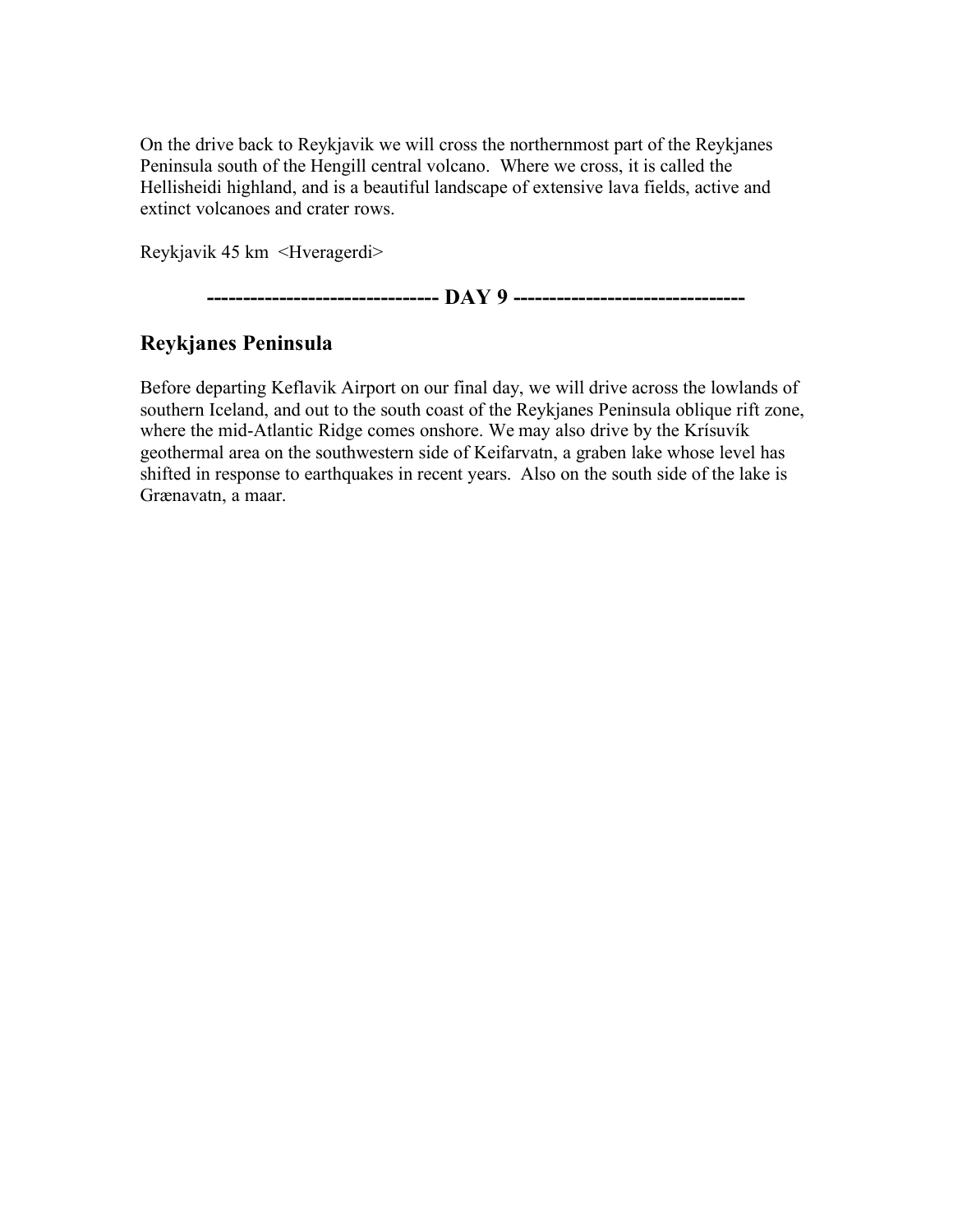On the drive back to Reykjavik we will cross the northernmost part of the Reykjanes Peninsula south of the Hengill central volcano. Where we cross, it is called the Hellisheidi highland, and is a beautiful landscape of extensive lava fields, active and extinct volcanoes and crater rows.

Reykjavik 45 km <Hveragerdi>

**------------------------------- DAY 9 -------------------------------**

## Reykjanes Peninsula

Before departing Keflavik Airport on our final day, we will drive across the lowlands of southern Iceland, and out to the south coast of the Reykjanes Peninsula oblique rift zone, where the mid-Atlantic Ridge comes onshore. We may also drive by the Krísuvík geothermal area on the southwestern side of Keifarvatn, a graben lake whose level has shifted in response to earthquakes in recent years. Also on the south side of the lake is Grænavatn, a maar.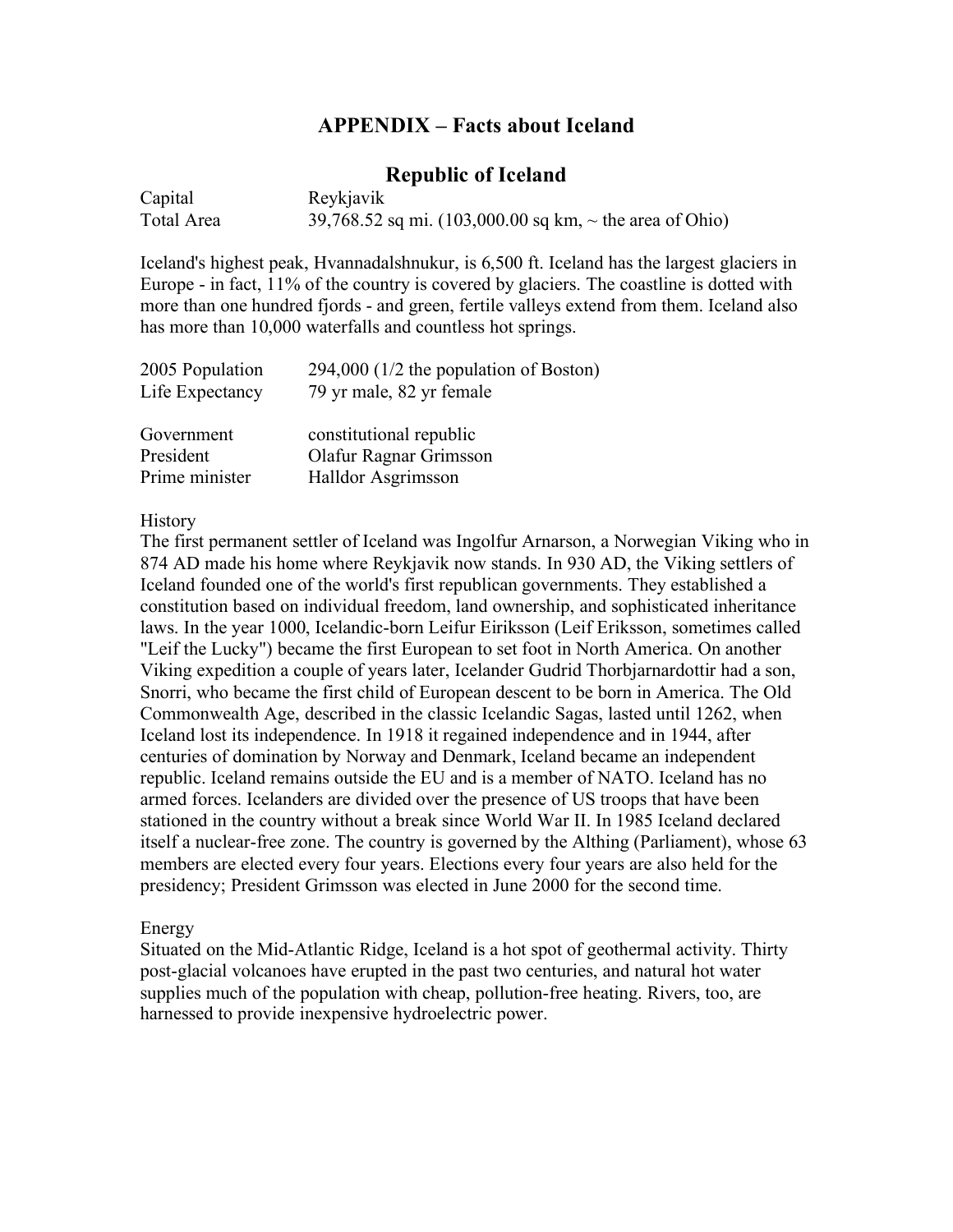# APPENDIX – Facts about Iceland

## Republic of Iceland

| | |
|---|---|
| Capital | Reykjavik |
| Total Area | 39,768.52 sq mi. (103,000.00 sq km, ~ the area of Ohio) |

Iceland's highest peak, Hvannadalshnukur, is 6,500 ft. Iceland has the largest glaciers in Europe - in fact, 11% of the country is covered by glaciers. The coastline is dotted with more than one hundred fjords - and green, fertile valleys extend from them. Iceland also has more than 10,000 waterfalls and countless hot springs.

| | |
|---|---|
| 2005 Population | 294,000 (1/2 the population of Boston) |
| Life Expectancy | 79 yr male, 82 yr female |

| | |
|---|---|
| Government | constitutional republic |
| President | Olafur Ragnar Grimsson |
| Prime minister | Halldor Asgrimsson |

History

The first permanent settler of Iceland was Ingolfur Arnarson, a Norwegian Viking who in 874 AD made his home where Reykjavik now stands. In 930 AD, the Viking settlers of Iceland founded one of the world's first republican governments. They established a constitution based on individual freedom, land ownership, and sophisticated inheritance laws. In the year 1000, Icelandic-born Leifur Eiriksson (Leif Eriksson, sometimes called "Leif the Lucky") became the first European to set foot in North America. On another Viking expedition a couple of years later, Icelander Gudrid Thorbjarnardottir had a son, Snorri, who became the first child of European descent to be born in America. The Old Commonwealth Age, described in the classic Icelandic Sagas, lasted until 1262, when Iceland lost its independence. In 1918 it regained independence and in 1944, after centuries of domination by Norway and Denmark, Iceland became an independent republic. Iceland remains outside the EU and is a member of NATO. Iceland has no armed forces. Icelanders are divided over the presence of US troops that have been stationed in the country without a break since World War II. In 1985 Iceland declared itself a nuclear-free zone. The country is governed by the Althing (Parliament), whose 63 members are elected every four years. Elections every four years are also held for the presidency; President Grimsson was elected in June 2000 for the second time.

Energy

Situated on the Mid-Atlantic Ridge, Iceland is a hot spot of geothermal activity. Thirty post-glacial volcanoes have erupted in the past two centuries, and natural hot water supplies much of the population with cheap, pollution-free heating. Rivers, too, are harnessed to provide inexpensive hydroelectric power.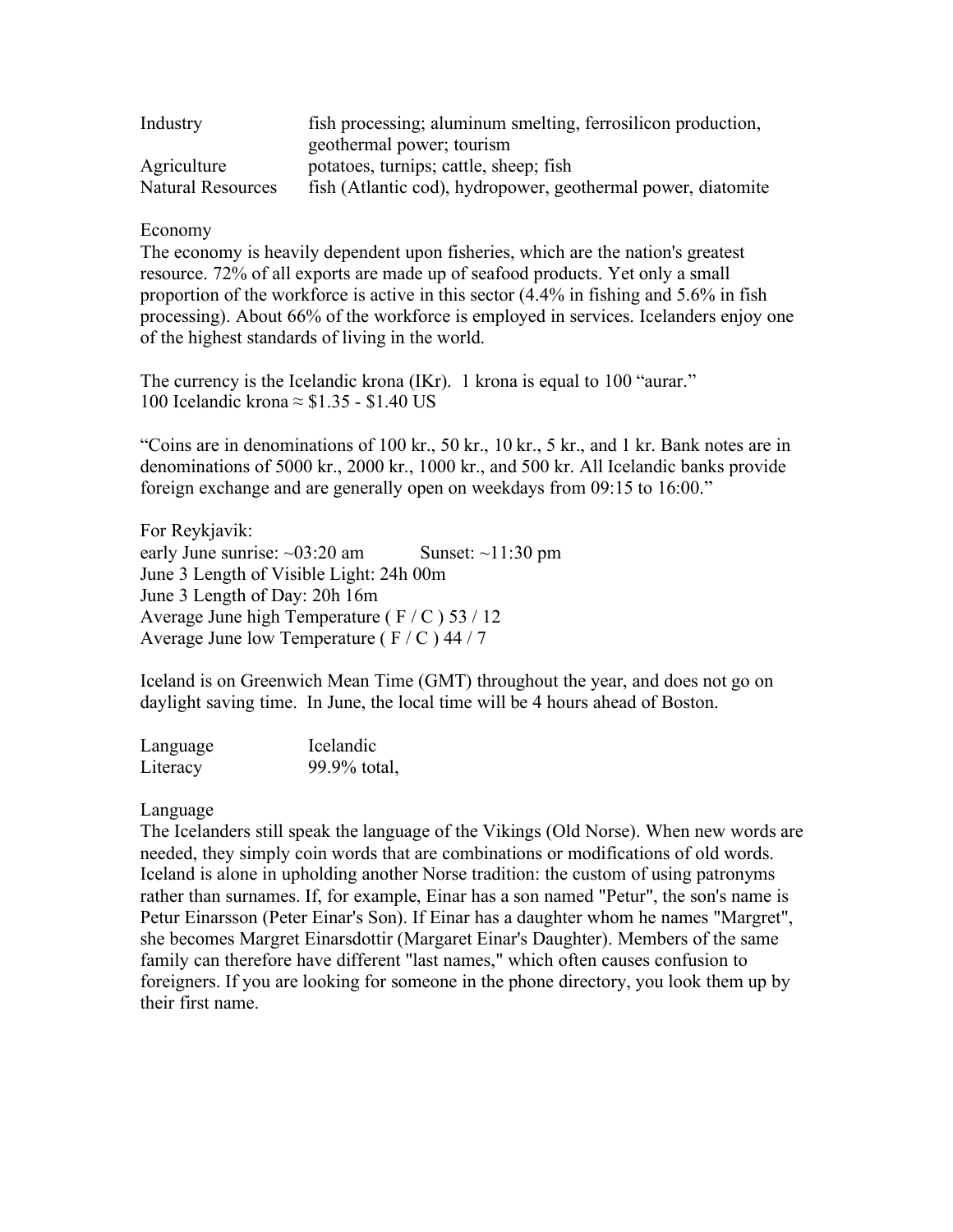| | |
|---|---|
| Industry | fish processing; aluminum smelting, ferrosilicon production, geothermal power; tourism |
| Agriculture | potatoes, turnips; cattle, sheep; fish |
| Natural Resources | fish (Atlantic cod), hydropower, geothermal power, diatomite |

Economy

The economy is heavily dependent upon fisheries, which are the nation's greatest resource. 72% of all exports are made up of seafood products. Yet only a small proportion of the workforce is active in this sector (4.4% in fishing and 5.6% in fish processing). About 66% of the workforce is employed in services. Icelanders enjoy one of the highest standards of living in the world.

The currency is the Icelandic krona (IKr). 1 krona is equal to 100 "aurar."
100 Icelandic krona ≈ $1.35 - $1.40 US

"Coins are in denominations of 100 kr., 50 kr., 10 kr., 5 kr., and 1 kr. Bank notes are in denominations of 5000 kr., 2000 kr., 1000 kr., and 500 kr. All Icelandic banks provide foreign exchange and are generally open on weekdays from 09:15 to 16:00."

For Reykjavik:
early June sunrise: ~03:20 am Sunset: ~11:30 pm
June 3 Length of Visible Light: 24h 00m
June 3 Length of Day: 20h 16m
Average June high Temperature ( F / C ) 53 / 12
Average June low Temperature ( F / C ) 44 / 7

Iceland is on Greenwich Mean Time (GMT) throughout the year, and does not go on daylight saving time. In June, the local time will be 4 hours ahead of Boston.

| | |
|---|---|
| Language | Icelandic |
| Literacy | 99.9% total, |

Language

The Icelanders still speak the language of the Vikings (Old Norse). When new words are needed, they simply coin words that are combinations or modifications of old words. Iceland is alone in upholding another Norse tradition: the custom of using patronyms rather than surnames. If, for example, Einar has a son named "Petur", the son's name is Petur Einarsson (Peter Einar's Son). If Einar has a daughter whom he names "Margret", she becomes Margret Einarsdottir (Margaret Einar's Daughter). Members of the same family can therefore have different "last names," which often causes confusion to foreigners. If you are looking for someone in the phone directory, you look them up by their first name.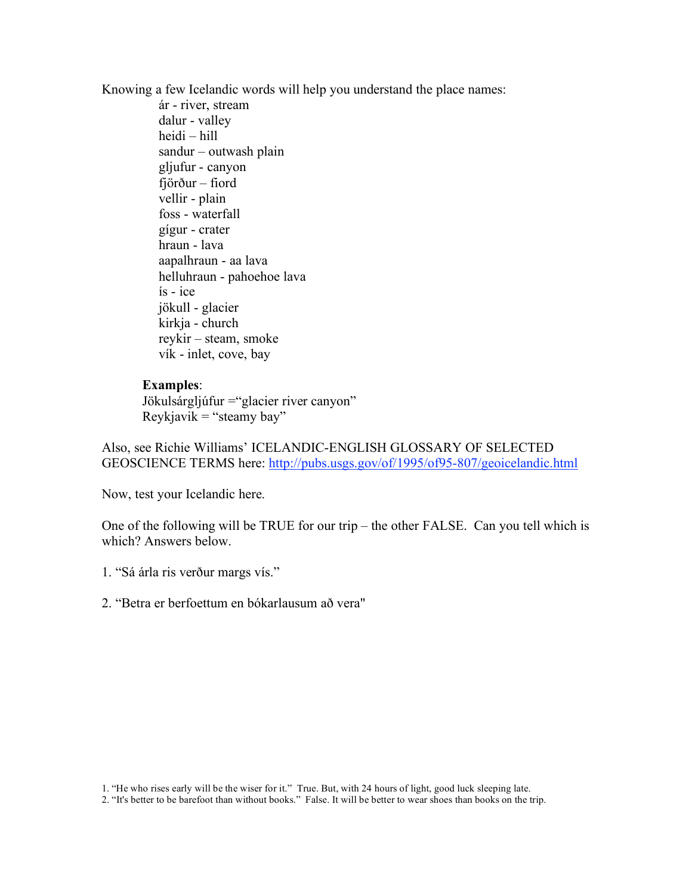Knowing a few Icelandic words will help you understand the place names:

- ár - river, stream
- dalur - valley
- heidi – hill
- sandur – outwash plain
- gljufur - canyon
- fjörður – fiord
- vellir - plain
- foss - waterfall
- gígur - crater
- hraun - lava
- aapalhraun - aa lava
- helluhraun - pahoehoe lava
- ís - ice
- jökull - glacier
- kirkja - church
- reykir – steam, smoke
- vík - inlet, cove, bay

**Examples**:
Jökulsárgljúfur =“glacier river canyon”
Reykjavik = “steamy bay”

Also, see Richie Williams’ ICELANDIC-ENGLISH GLOSSARY OF SELECTED GEOSCIENCE TERMS here: http://pubs.usgs.gov/of/1995/of95-807/geoicelandic.html

Now, test your Icelandic here.

One of the following will be TRUE for our trip – the other FALSE. Can you tell which is which? Answers below.

1. “Sá árla ris verður margs vís.”

2. “Betra er berfoettum en bókarlausum að vera"

1. “He who rises early will be the wiser for it.” True. But, with 24 hours of light, good luck sleeping late.
2. “It's better to be barefoot than without books.” False. It will be better to wear shoes than books on the trip.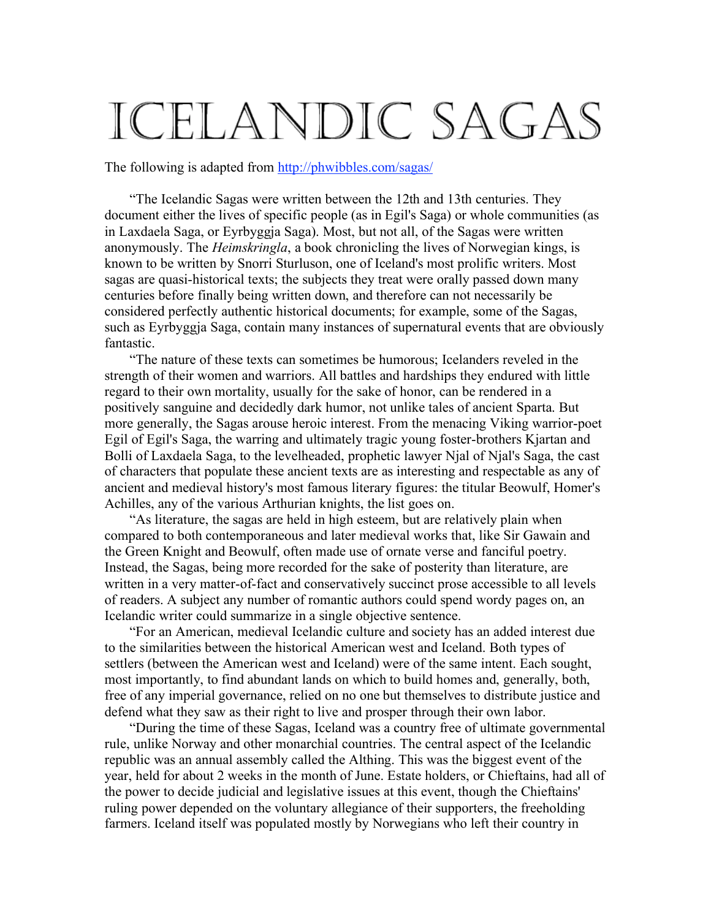# ICELANDIC SAGAS

The following is adapted from [http://phwibbles.com/sagas/](http://phwibbles.com/sagas/)

"The Icelandic Sagas were written between the 12th and 13th centuries. They document either the lives of specific people (as in Egil's Saga) or whole communities (as in Laxdaela Saga, or Eyrbyggja Saga). Most, but not all, of the Sagas were written anonymously. The *Heimskringla*, a book chronicling the lives of Norwegian kings, is known to be written by Snorri Sturluson, one of Iceland's most prolific writers. Most sagas are quasi-historical texts; the subjects they treat were orally passed down many centuries before finally being written down, and therefore can not necessarily be considered perfectly authentic historical documents; for example, some of the Sagas, such as Eyrbyggja Saga, contain many instances of supernatural events that are obviously fantastic.

"The nature of these texts can sometimes be humorous; Icelanders reveled in the strength of their women and warriors. All battles and hardships they endured with little regard to their own mortality, usually for the sake of honor, can be rendered in a positively sanguine and decidedly dark humor, not unlike tales of ancient Sparta. But more generally, the Sagas arouse heroic interest. From the menacing Viking warrior-poet Egil of Egil's Saga, the warring and ultimately tragic young foster-brothers Kjartan and Bolli of Laxdaela Saga, to the levelheaded, prophetic lawyer Njal of Njal's Saga, the cast of characters that populate these ancient texts are as interesting and respectable as any of ancient and medieval history's most famous literary figures: the titular Beowulf, Homer's Achilles, any of the various Arthurian knights, the list goes on.

"As literature, the sagas are held in high esteem, but are relatively plain when compared to both contemporaneous and later medieval works that, like Sir Gawain and the Green Knight and Beowulf, often made use of ornate verse and fanciful poetry. Instead, the Sagas, being more recorded for the sake of posterity than literature, are written in a very matter-of-fact and conservatively succinct prose accessible to all levels of readers. A subject any number of romantic authors could spend wordy pages on, an Icelandic writer could summarize in a single objective sentence.

"For an American, medieval Icelandic culture and society has an added interest due to the similarities between the historical American west and Iceland. Both types of settlers (between the American west and Iceland) were of the same intent. Each sought, most importantly, to find abundant lands on which to build homes and, generally, both, free of any imperial governance, relied on no one but themselves to distribute justice and defend what they saw as their right to live and prosper through their own labor.

"During the time of these Sagas, Iceland was a country free of ultimate governmental rule, unlike Norway and other monarchial countries. The central aspect of the Icelandic republic was an annual assembly called the Althing. This was the biggest event of the year, held for about 2 weeks in the month of June. Estate holders, or Chieftains, had all of the power to decide judicial and legislative issues at this event, though the Chieftains' ruling power depended on the voluntary allegiance of their supporters, the freeholding farmers. Iceland itself was populated mostly by Norwegians who left their country in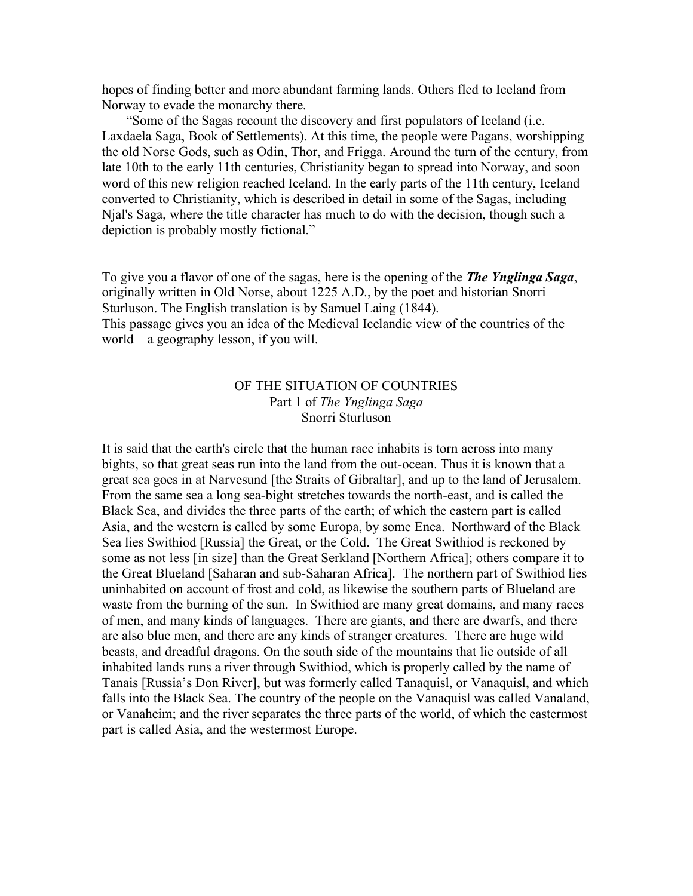hopes of finding better and more abundant farming lands. Others fled to Iceland from Norway to evade the monarchy there.

"Some of the Sagas recount the discovery and first populators of Iceland (i.e. Laxdaela Saga, Book of Settlements). At this time, the people were Pagans, worshipping the old Norse Gods, such as Odin, Thor, and Frigga. Around the turn of the century, from late 10th to the early 11th centuries, Christianity began to spread into Norway, and soon word of this new religion reached Iceland. In the early parts of the 11th century, Iceland converted to Christianity, which is described in detail in some of the Sagas, including Njal's Saga, where the title character has much to do with the decision, though such a depiction is probably mostly fictional."

To give you a flavor of one of the sagas, here is the opening of the ***The Ynglinga Saga***, originally written in Old Norse, about 1225 A.D., by the poet and historian Snorri Sturluson. The English translation is by Samuel Laing (1844).
This passage gives you an idea of the Medieval Icelandic view of the countries of the world – a geography lesson, if you will.

## OF THE SITUATION OF COUNTRIES
### Part 1 of *The Ynglinga Saga*
### Snorri Sturluson

It is said that the earth's circle that the human race inhabits is torn across into many bights, so that great seas run into the land from the out-ocean. Thus it is known that a great sea goes in at Narvesund [the Straits of Gibraltar], and up to the land of Jerusalem. From the same sea a long sea-bight stretches towards the north-east, and is called the Black Sea, and divides the three parts of the earth; of which the eastern part is called Asia, and the western is called by some Europa, by some Enea. Northward of the Black Sea lies Swithiod [Russia] the Great, or the Cold. The Great Swithiod is reckoned by some as not less [in size] than the Great Serkland [Northern Africa]; others compare it to the Great Blueland [Saharan and sub-Saharan Africa]. The northern part of Swithiod lies uninhabited on account of frost and cold, as likewise the southern parts of Blueland are waste from the burning of the sun. In Swithiod are many great domains, and many races of men, and many kinds of languages. There are giants, and there are dwarfs, and there are also blue men, and there are any kinds of stranger creatures. There are huge wild beasts, and dreadful dragons. On the south side of the mountains that lie outside of all inhabited lands runs a river through Swithiod, which is properly called by the name of Tanais [Russia's Don River], but was formerly called Tanaquisl, or Vanaquisl, and which falls into the Black Sea. The country of the people on the Vanaquisl was called Vanaland, or Vanaheim; and the river separates the three parts of the world, of which the eastermost part is called Asia, and the westermost Europe.